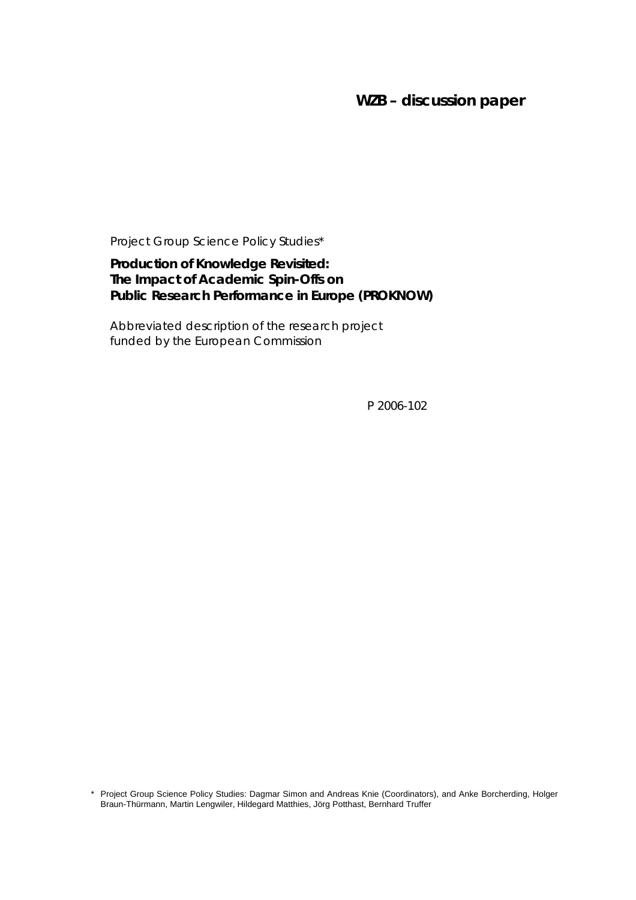**WZB – discussion paper**

Project Group Science Policy Studies*

# Production of Knowledge Revisited: The Impact of Academic Spin-Offs on Public Research Performance in Europe (PROKNOW)

Abbreviated description of the research project funded by the European Commission

P 2006-102

\* Project Group Science Policy Studies: Dagmar Simon and Andreas Knie (Coordinators), and Anke Borcherding, Holger Braun-Thürmann, Martin Lengwiler, Hildegard Matthies, Jörg Potthast, Bernhard Truffer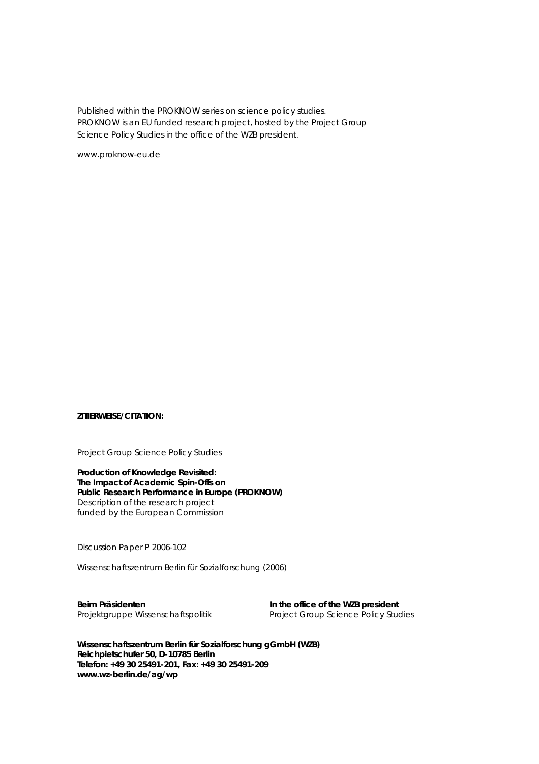Published within the PROKNOW series on science policy studies.
PROKNOW is an EU funded research project, hosted by the Project Group Science Policy Studies in the office of the WZB president.

www.proknow-eu.de

**ZITIERWEISE/CITATION:**

Project Group Science Policy Studies

**Production of Knowledge Revisited:**
**The Impact of Academic Spin-Offs on**
**Public Research Performance in Europe (PROKNOW)**
Description of the research project
funded by the European Commission

Discussion Paper P 2006-102

Wissenschaftszentrum Berlin für Sozialforschung (2006)

**Beim Präsidenten**
Projektgruppe Wissenschaftspolitik

**In the office of the WZB president**
Project Group Science Policy Studies

**Wissenschaftszentrum Berlin für Sozialforschung gGmbH (WZB)**
**Reichpietschufer 50, D-10785 Berlin**
**Telefon: +49 30 25491-201, Fax: +49 30 25491-209**
**www.wz-berlin.de/ag/wp**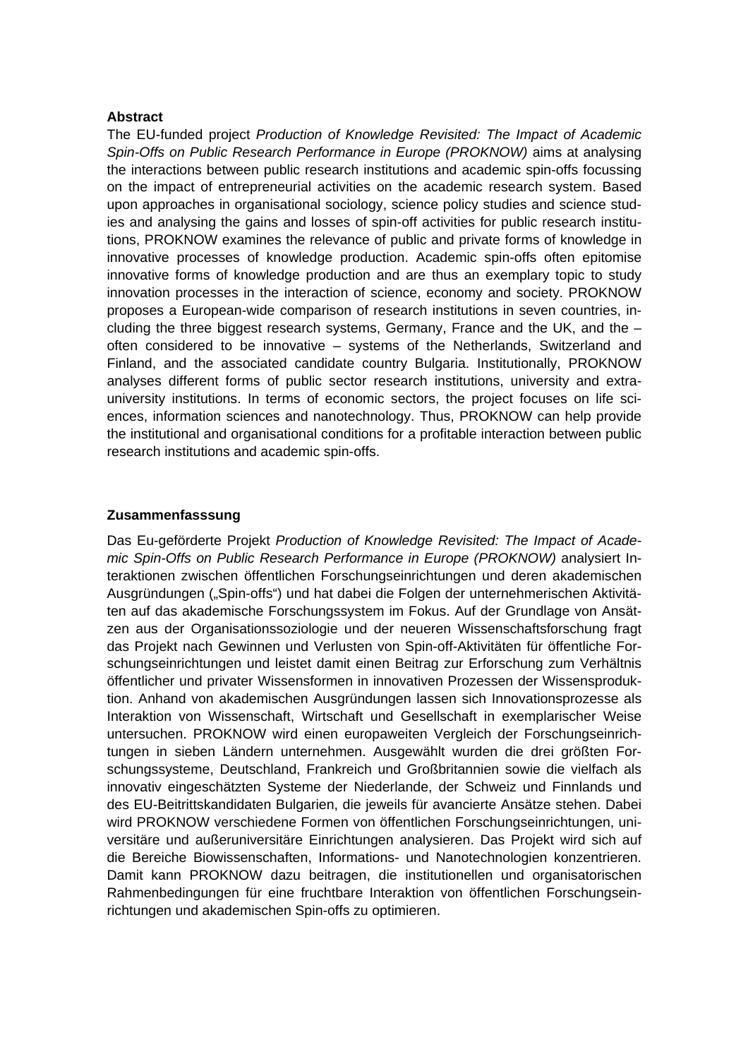**Abstract**

The EU-funded project *Production of Knowledge Revisited: The Impact of Academic Spin-Offs on Public Research Performance in Europe (PROKNOW)* aims at analysing the interactions between public research institutions and academic spin-offs focussing on the impact of entrepreneurial activities on the academic research system. Based upon approaches in organisational sociology, science policy studies and science studies and analysing the gains and losses of spin-off activities for public research institutions, PROKNOW examines the relevance of public and private forms of knowledge in innovative processes of knowledge production. Academic spin-offs often epitomise innovative forms of knowledge production and are thus an exemplary topic to study innovation processes in the interaction of science, economy and society. PROKNOW proposes a European-wide comparison of research institutions in seven countries, including the three biggest research systems, Germany, France and the UK, and the – often considered to be innovative – systems of the Netherlands, Switzerland and Finland, and the associated candidate country Bulgaria. Institutionally, PROKNOW analyses different forms of public sector research institutions, university and extra-university institutions. In terms of economic sectors, the project focuses on life sciences, information sciences and nanotechnology. Thus, PROKNOW can help provide the institutional and organisational conditions for a profitable interaction between public research institutions and academic spin-offs.

**Zusammenfasssung**

Das Eu-geförderte Projekt *Production of Knowledge Revisited: The Impact of Academic Spin-Offs on Public Research Performance in Europe (PROKNOW)* analysiert Interaktionen zwischen öffentlichen Forschungseinrichtungen und deren akademischen Ausgründungen („Spin-offs") und hat dabei die Folgen der unternehmerischen Aktivitäten auf das akademische Forschungssystem im Fokus. Auf der Grundlage von Ansätzen aus der Organisationssoziologie und der neueren Wissenschaftsforschung fragt das Projekt nach Gewinnen und Verlusten von Spin-off-Aktivitäten für öffentliche Forschungseinrichtungen und leistet damit einen Beitrag zur Erforschung zum Verhältnis öffentlicher und privater Wissensformen in innovativen Prozessen der Wissensproduktion. Anhand von akademischen Ausgründungen lassen sich Innovationsprozesse als Interaktion von Wissenschaft, Wirtschaft und Gesellschaft in exemplarischer Weise untersuchen. PROKNOW wird einen europaweiten Vergleich der Forschungseinrichtungen in sieben Ländern unternehmen. Ausgewählt wurden die drei größten Forschungssysteme, Deutschland, Frankreich und Großbritannien sowie die vielfach als innovativ eingeschätzten Systeme der Niederlande, der Schweiz und Finnlands und des EU-Beitrittskandidaten Bulgarien, die jeweils für avancierte Ansätze stehen. Dabei wird PROKNOW verschiedene Formen von öffentlichen Forschungseinrichtungen, universitäre und außeruniversitäre Einrichtungen analysieren. Das Projekt wird sich auf die Bereiche Biowissenschaften, Informations- und Nanotechnologien konzentrieren. Damit kann PROKNOW dazu beitragen, die institutionellen und organisatorischen Rahmenbedingungen für eine fruchtbare Interaktion von öffentlichen Forschungseinrichtungen und akademischen Spin-offs zu optimieren.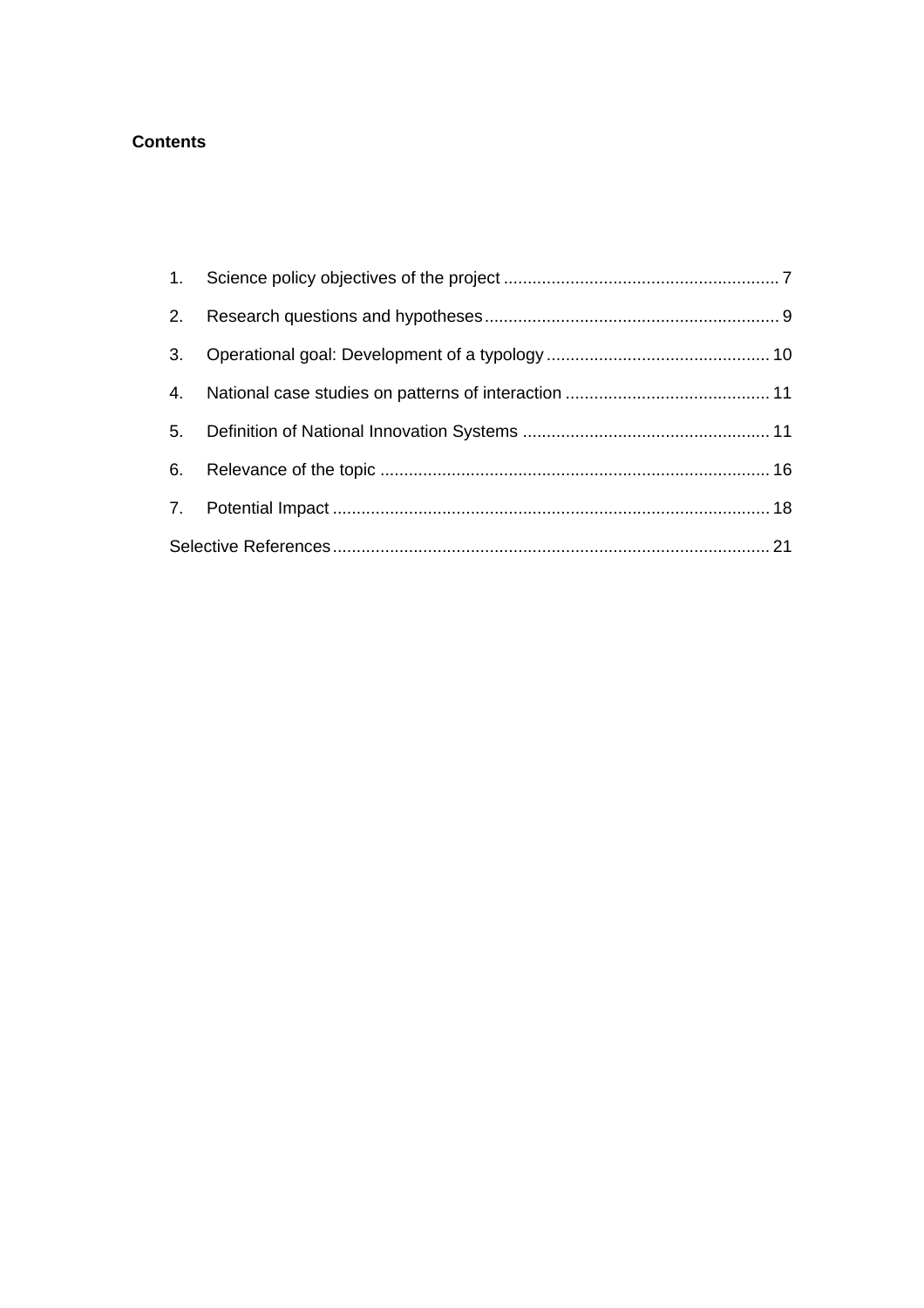**Contents**

1. Science policy objectives of the project ........................................................ 7
2. Research questions and hypotheses............................................................ 9
3. Operational goal: Development of a typology .............................................. 10
4. National case studies on patterns of interaction .......................................... 11
5. Definition of National Innovation Systems .................................................. 11
6. Relevance of the topic ................................................................................ 16
7. Potential Impact .......................................................................................... 18

Selective References........................................................................................ 21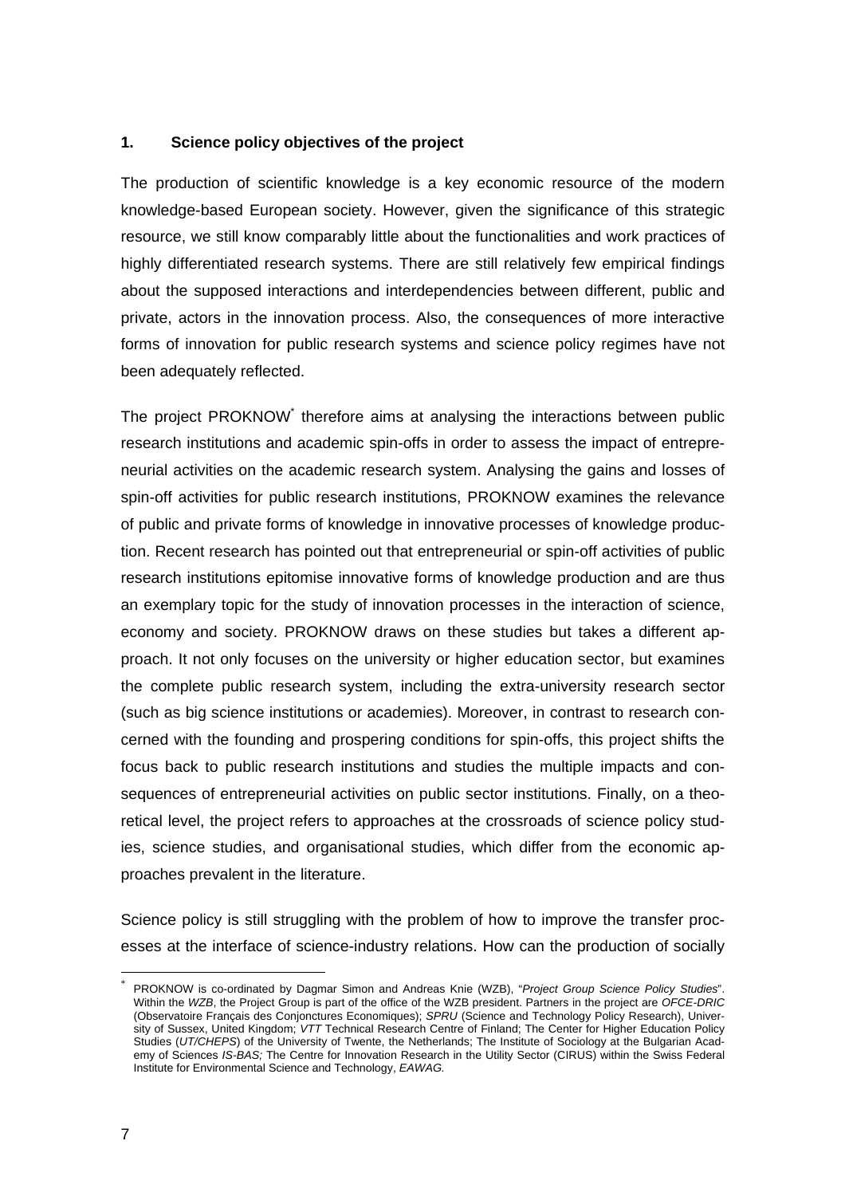## 1. Science policy objectives of the project

The production of scientific knowledge is a key economic resource of the modern knowledge-based European society. However, given the significance of this strategic resource, we still know comparably little about the functionalities and work practices of highly differentiated research systems. There are still relatively few empirical findings about the supposed interactions and interdependencies between different, public and private, actors in the innovation process. Also, the consequences of more interactive forms of innovation for public research systems and science policy regimes have not been adequately reflected.

The project PROKNOW[*] therefore aims at analysing the interactions between public research institutions and academic spin-offs in order to assess the impact of entrepreneurial activities on the academic research system. Analysing the gains and losses of spin-off activities for public research institutions, PROKNOW examines the relevance of public and private forms of knowledge in innovative processes of knowledge production. Recent research has pointed out that entrepreneurial or spin-off activities of public research institutions epitomise innovative forms of knowledge production and are thus an exemplary topic for the study of innovation processes in the interaction of science, economy and society. PROKNOW draws on these studies but takes a different approach. It not only focuses on the university or higher education sector, but examines the complete public research system, including the extra-university research sector (such as big science institutions or academies). Moreover, in contrast to research concerned with the founding and prospering conditions for spin-offs, this project shifts the focus back to public research institutions and studies the multiple impacts and consequences of entrepreneurial activities on public sector institutions. Finally, on a theoretical level, the project refers to approaches at the crossroads of science policy studies, science studies, and organisational studies, which differ from the economic approaches prevalent in the literature.

Science policy is still struggling with the problem of how to improve the transfer processes at the interface of science-industry relations. How can the production of socially

---

[*] PROKNOW is co-ordinated by Dagmar Simon and Andreas Knie (WZB), "*Project Group Science Policy Studies*". Within the *WZB*, the Project Group is part of the office of the WZB president. Partners in the project are *OFCE-DRIC* (Observatoire Français des Conjonctures Economiques); *SPRU* (Science and Technology Policy Research), University of Sussex, United Kingdom; *VTT* Technical Research Centre of Finland; The Center for Higher Education Policy Studies (*UT/CHEPS*) of the University of Twente, the Netherlands; The Institute of Sociology at the Bulgarian Academy of Sciences *IS-BAS;* The Centre for Innovation Research in the Utility Sector (CIRUS) within the Swiss Federal Institute for Environmental Science and Technology, *EAWAG.*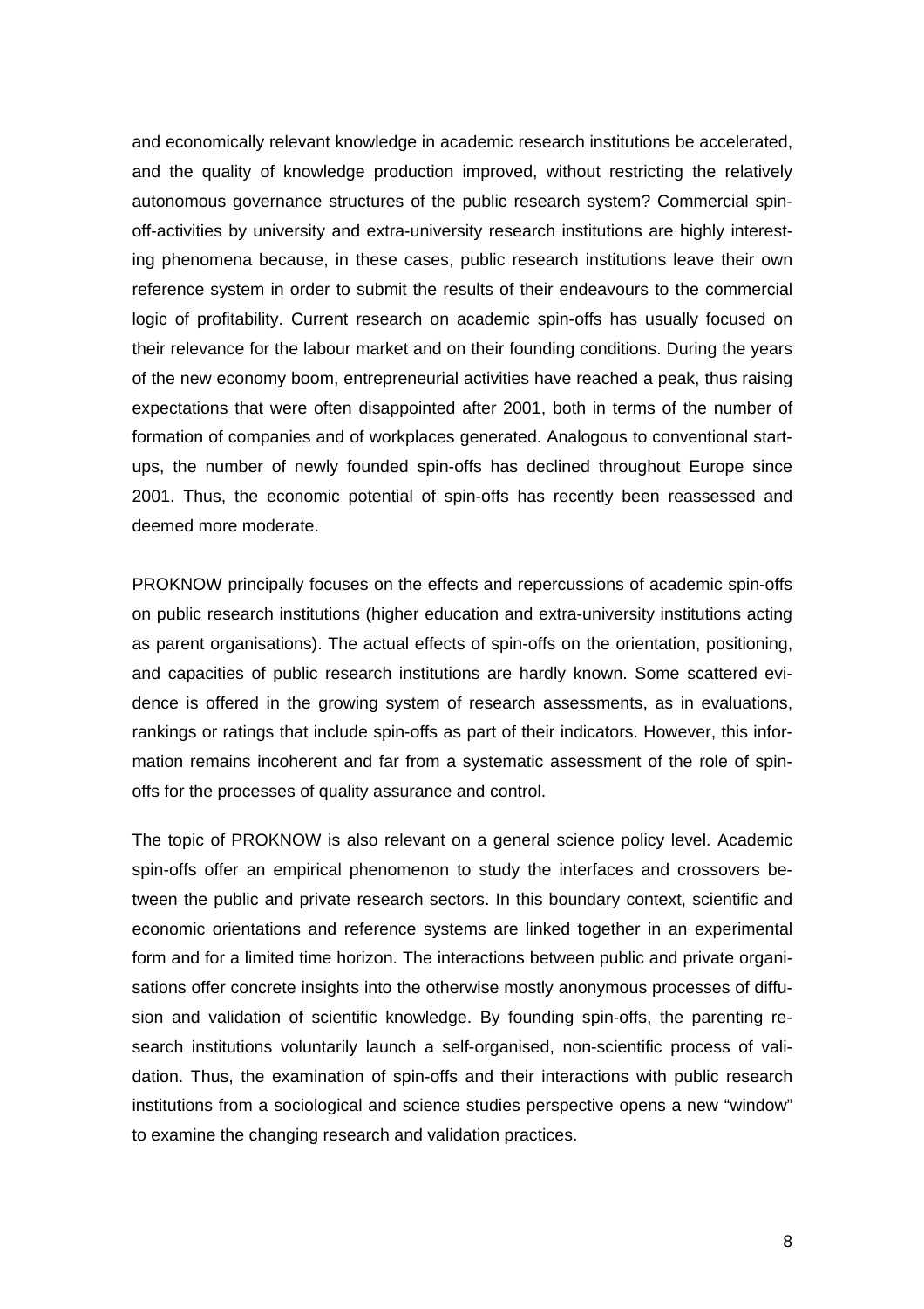and economically relevant knowledge in academic research institutions be accelerated, and the quality of knowledge production improved, without restricting the relatively autonomous governance structures of the public research system? Commercial spin-off-activities by university and extra-university research institutions are highly interesting phenomena because, in these cases, public research institutions leave their own reference system in order to submit the results of their endeavours to the commercial logic of profitability. Current research on academic spin-offs has usually focused on their relevance for the labour market and on their founding conditions. During the years of the new economy boom, entrepreneurial activities have reached a peak, thus raising expectations that were often disappointed after 2001, both in terms of the number of formation of companies and of workplaces generated. Analogous to conventional start-ups, the number of newly founded spin-offs has declined throughout Europe since 2001. Thus, the economic potential of spin-offs has recently been reassessed and deemed more moderate.

PROKNOW principally focuses on the effects and repercussions of academic spin-offs on public research institutions (higher education and extra-university institutions acting as parent organisations). The actual effects of spin-offs on the orientation, positioning, and capacities of public research institutions are hardly known. Some scattered evidence is offered in the growing system of research assessments, as in evaluations, rankings or ratings that include spin-offs as part of their indicators. However, this information remains incoherent and far from a systematic assessment of the role of spin-offs for the processes of quality assurance and control.

The topic of PROKNOW is also relevant on a general science policy level. Academic spin-offs offer an empirical phenomenon to study the interfaces and crossovers between the public and private research sectors. In this boundary context, scientific and economic orientations and reference systems are linked together in an experimental form and for a limited time horizon. The interactions between public and private organisations offer concrete insights into the otherwise mostly anonymous processes of diffusion and validation of scientific knowledge. By founding spin-offs, the parenting research institutions voluntarily launch a self-organised, non-scientific process of validation. Thus, the examination of spin-offs and their interactions with public research institutions from a sociological and science studies perspective opens a new "window" to examine the changing research and validation practices.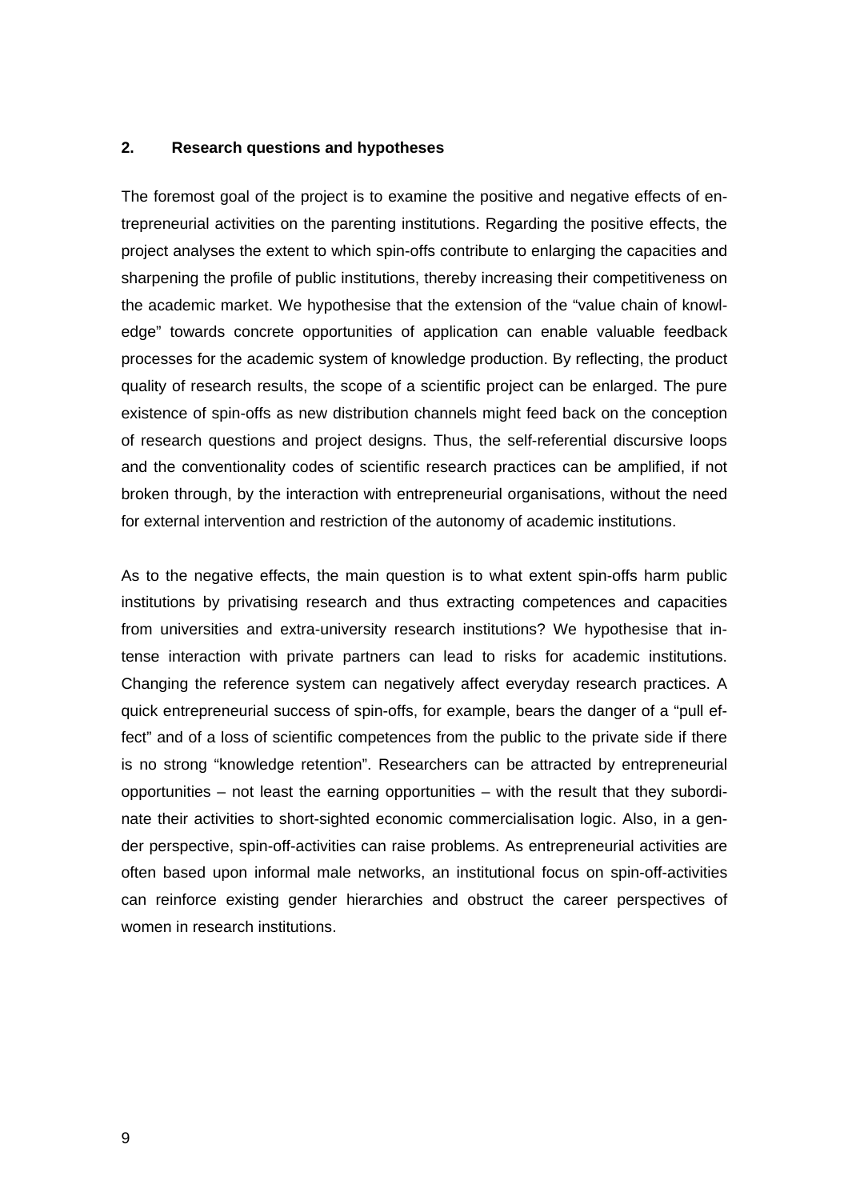## 2. Research questions and hypotheses

The foremost goal of the project is to examine the positive and negative effects of entrepreneurial activities on the parenting institutions. Regarding the positive effects, the project analyses the extent to which spin-offs contribute to enlarging the capacities and sharpening the profile of public institutions, thereby increasing their competitiveness on the academic market. We hypothesise that the extension of the "value chain of knowledge" towards concrete opportunities of application can enable valuable feedback processes for the academic system of knowledge production. By reflecting, the product quality of research results, the scope of a scientific project can be enlarged. The pure existence of spin-offs as new distribution channels might feed back on the conception of research questions and project designs. Thus, the self-referential discursive loops and the conventionality codes of scientific research practices can be amplified, if not broken through, by the interaction with entrepreneurial organisations, without the need for external intervention and restriction of the autonomy of academic institutions.

As to the negative effects, the main question is to what extent spin-offs harm public institutions by privatising research and thus extracting competences and capacities from universities and extra-university research institutions? We hypothesise that intense interaction with private partners can lead to risks for academic institutions. Changing the reference system can negatively affect everyday research practices. A quick entrepreneurial success of spin-offs, for example, bears the danger of a "pull effect" and of a loss of scientific competences from the public to the private side if there is no strong "knowledge retention". Researchers can be attracted by entrepreneurial opportunities – not least the earning opportunities – with the result that they subordinate their activities to short-sighted economic commercialisation logic. Also, in a gender perspective, spin-off-activities can raise problems. As entrepreneurial activities are often based upon informal male networks, an institutional focus on spin-off-activities can reinforce existing gender hierarchies and obstruct the career perspectives of women in research institutions.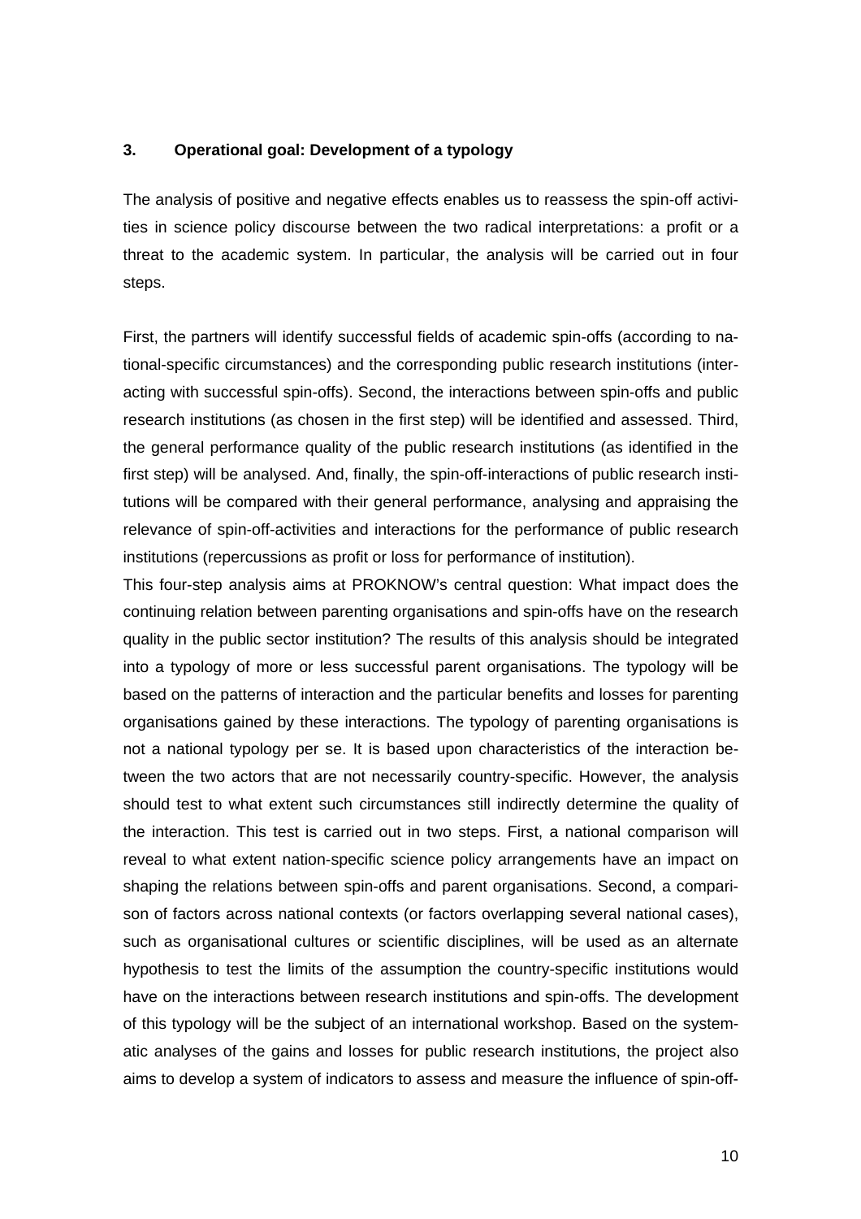### 3. Operational goal: Development of a typology

The analysis of positive and negative effects enables us to reassess the spin-off activities in science policy discourse between the two radical interpretations: a profit or a threat to the academic system. In particular, the analysis will be carried out in four steps.

First, the partners will identify successful fields of academic spin-offs (according to national-specific circumstances) and the corresponding public research institutions (interacting with successful spin-offs). Second, the interactions between spin-offs and public research institutions (as chosen in the first step) will be identified and assessed. Third, the general performance quality of the public research institutions (as identified in the first step) will be analysed. And, finally, the spin-off-interactions of public research institutions will be compared with their general performance, analysing and appraising the relevance of spin-off-activities and interactions for the performance of public research institutions (repercussions as profit or loss for performance of institution).

This four-step analysis aims at PROKNOW's central question: What impact does the continuing relation between parenting organisations and spin-offs have on the research quality in the public sector institution? The results of this analysis should be integrated into a typology of more or less successful parent organisations. The typology will be based on the patterns of interaction and the particular benefits and losses for parenting organisations gained by these interactions. The typology of parenting organisations is not a national typology per se. It is based upon characteristics of the interaction between the two actors that are not necessarily country-specific. However, the analysis should test to what extent such circumstances still indirectly determine the quality of the interaction. This test is carried out in two steps. First, a national comparison will reveal to what extent nation-specific science policy arrangements have an impact on shaping the relations between spin-offs and parent organisations. Second, a comparison of factors across national contexts (or factors overlapping several national cases), such as organisational cultures or scientific disciplines, will be used as an alternate hypothesis to test the limits of the assumption the country-specific institutions would have on the interactions between research institutions and spin-offs. The development of this typology will be the subject of an international workshop. Based on the systematic analyses of the gains and losses for public research institutions, the project also aims to develop a system of indicators to assess and measure the influence of spin-off-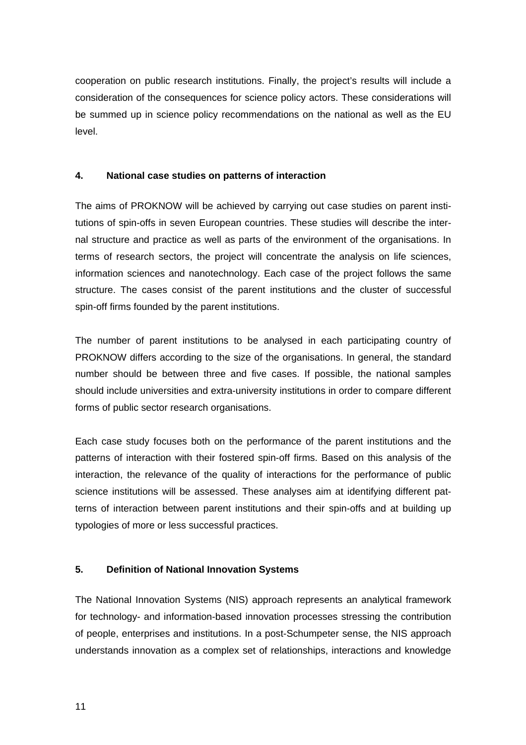cooperation on public research institutions. Finally, the project's results will include a consideration of the consequences for science policy actors. These considerations will be summed up in science policy recommendations on the national as well as the EU level.

## 4. National case studies on patterns of interaction

The aims of PROKNOW will be achieved by carrying out case studies on parent institutions of spin-offs in seven European countries. These studies will describe the internal structure and practice as well as parts of the environment of the organisations. In terms of research sectors, the project will concentrate the analysis on life sciences, information sciences and nanotechnology. Each case of the project follows the same structure. The cases consist of the parent institutions and the cluster of successful spin-off firms founded by the parent institutions.

The number of parent institutions to be analysed in each participating country of PROKNOW differs according to the size of the organisations. In general, the standard number should be between three and five cases. If possible, the national samples should include universities and extra-university institutions in order to compare different forms of public sector research organisations.

Each case study focuses both on the performance of the parent institutions and the patterns of interaction with their fostered spin-off firms. Based on this analysis of the interaction, the relevance of the quality of interactions for the performance of public science institutions will be assessed. These analyses aim at identifying different patterns of interaction between parent institutions and their spin-offs and at building up typologies of more or less successful practices.

## 5. Definition of National Innovation Systems

The National Innovation Systems (NIS) approach represents an analytical framework for technology- and information-based innovation processes stressing the contribution of people, enterprises and institutions. In a post-Schumpeter sense, the NIS approach understands innovation as a complex set of relationships, interactions and knowledge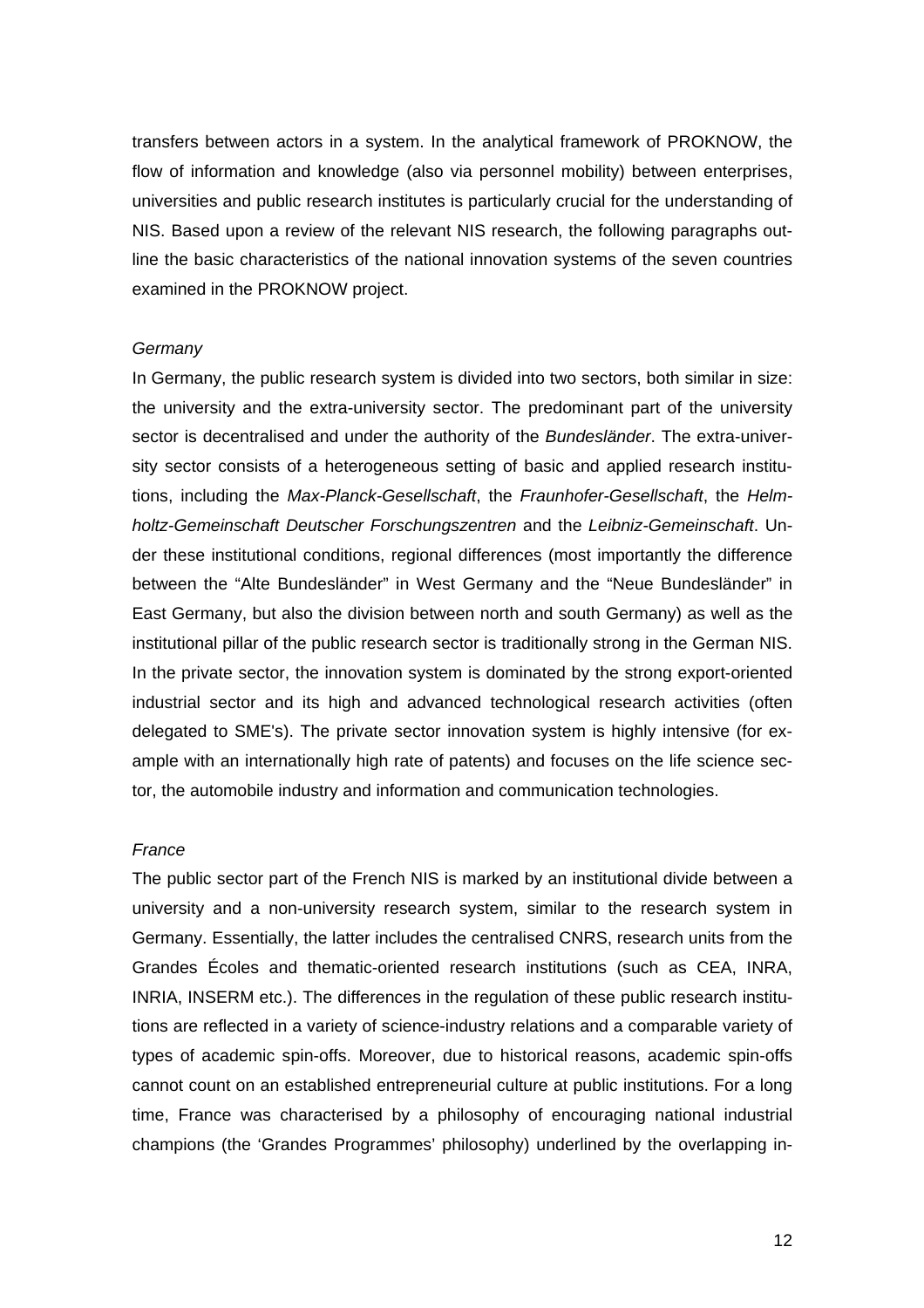transfers between actors in a system. In the analytical framework of PROKNOW, the flow of information and knowledge (also via personnel mobility) between enterprises, universities and public research institutes is particularly crucial for the understanding of NIS. Based upon a review of the relevant NIS research, the following paragraphs outline the basic characteristics of the national innovation systems of the seven countries examined in the PROKNOW project.

*Germany*

In Germany, the public research system is divided into two sectors, both similar in size: the university and the extra-university sector. The predominant part of the university sector is decentralised and under the authority of the *Bundesländer*. The extra-university sector consists of a heterogeneous setting of basic and applied research institutions, including the *Max-Planck-Gesellschaft*, the *Fraunhofer-Gesellschaft*, the *Helmholtz-Gemeinschaft Deutscher Forschungszentren* and the *Leibniz-Gemeinschaft*. Under these institutional conditions, regional differences (most importantly the difference between the "Alte Bundesländer" in West Germany and the "Neue Bundesländer" in East Germany, but also the division between north and south Germany) as well as the institutional pillar of the public research sector is traditionally strong in the German NIS. In the private sector, the innovation system is dominated by the strong export-oriented industrial sector and its high and advanced technological research activities (often delegated to SME's). The private sector innovation system is highly intensive (for example with an internationally high rate of patents) and focuses on the life science sector, the automobile industry and information and communication technologies.

*France*

The public sector part of the French NIS is marked by an institutional divide between a university and a non-university research system, similar to the research system in Germany. Essentially, the latter includes the centralised CNRS, research units from the Grandes Écoles and thematic-oriented research institutions (such as CEA, INRA, INRIA, INSERM etc.). The differences in the regulation of these public research institutions are reflected in a variety of science-industry relations and a comparable variety of types of academic spin-offs. Moreover, due to historical reasons, academic spin-offs cannot count on an established entrepreneurial culture at public institutions. For a long time, France was characterised by a philosophy of encouraging national industrial champions (the 'Grandes Programmes' philosophy) underlined by the overlapping in-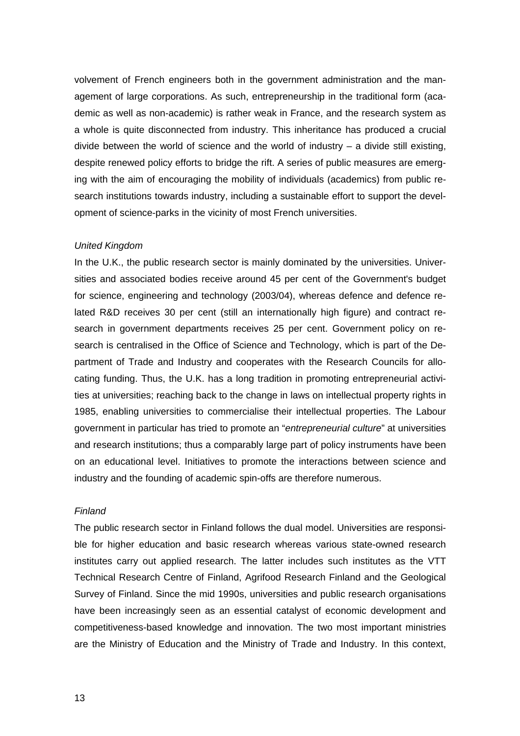volvement of French engineers both in the government administration and the management of large corporations. As such, entrepreneurship in the traditional form (academic as well as non-academic) is rather weak in France, and the research system as a whole is quite disconnected from industry. This inheritance has produced a crucial divide between the world of science and the world of industry – a divide still existing, despite renewed policy efforts to bridge the rift. A series of public measures are emerging with the aim of encouraging the mobility of individuals (academics) from public research institutions towards industry, including a sustainable effort to support the development of science-parks in the vicinity of most French universities.

*United Kingdom*

In the U.K., the public research sector is mainly dominated by the universities. Universities and associated bodies receive around 45 per cent of the Government's budget for science, engineering and technology (2003/04), whereas defence and defence related R&D receives 30 per cent (still an internationally high figure) and contract research in government departments receives 25 per cent. Government policy on research is centralised in the Office of Science and Technology, which is part of the Department of Trade and Industry and cooperates with the Research Councils for allocating funding. Thus, the U.K. has a long tradition in promoting entrepreneurial activities at universities; reaching back to the change in laws on intellectual property rights in 1985, enabling universities to commercialise their intellectual properties. The Labour government in particular has tried to promote an "*entrepreneurial culture*" at universities and research institutions; thus a comparably large part of policy instruments have been on an educational level. Initiatives to promote the interactions between science and industry and the founding of academic spin-offs are therefore numerous.

*Finland*

The public research sector in Finland follows the dual model. Universities are responsible for higher education and basic research whereas various state-owned research institutes carry out applied research. The latter includes such institutes as the VTT Technical Research Centre of Finland, Agrifood Research Finland and the Geological Survey of Finland. Since the mid 1990s, universities and public research organisations have been increasingly seen as an essential catalyst of economic development and competitiveness-based knowledge and innovation. The two most important ministries are the Ministry of Education and the Ministry of Trade and Industry. In this context,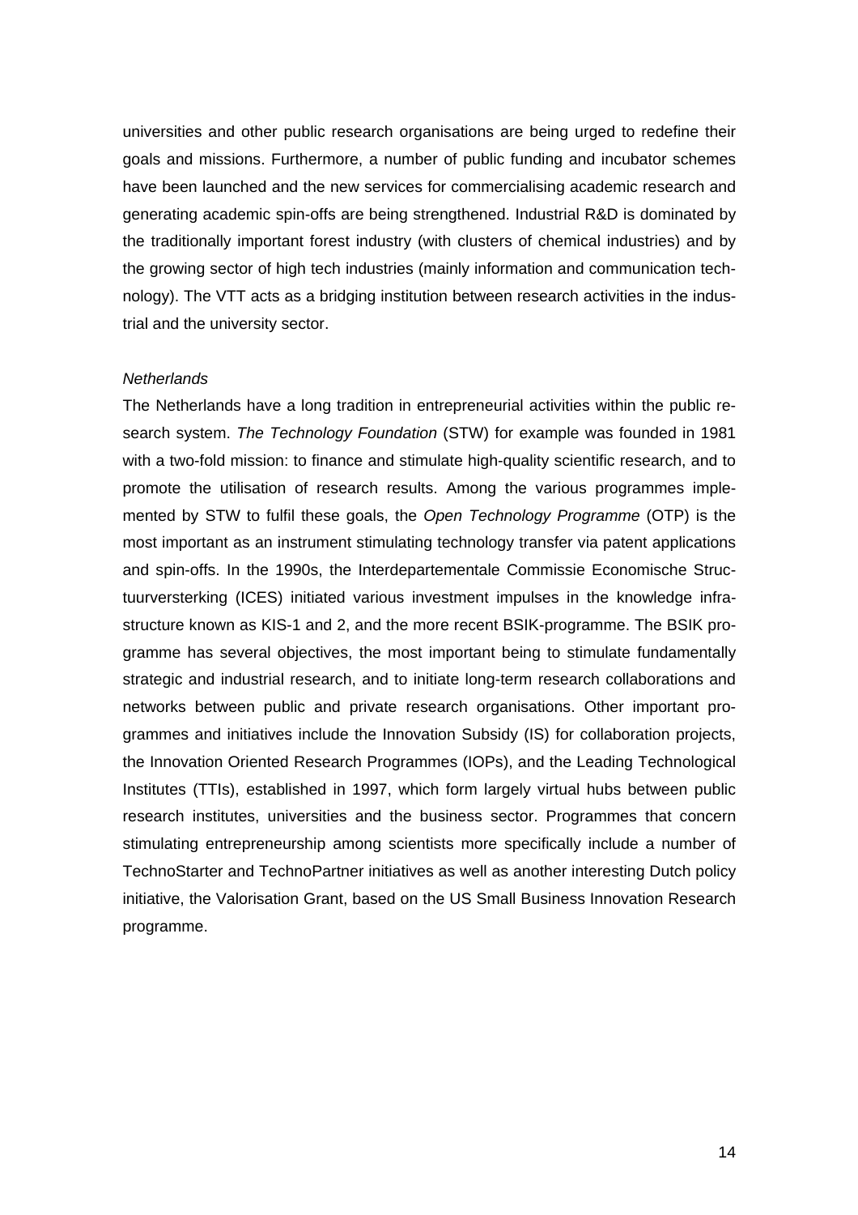universities and other public research organisations are being urged to redefine their goals and missions. Furthermore, a number of public funding and incubator schemes have been launched and the new services for commercialising academic research and generating academic spin-offs are being strengthened. Industrial R&D is dominated by the traditionally important forest industry (with clusters of chemical industries) and by the growing sector of high tech industries (mainly information and communication technology). The VTT acts as a bridging institution between research activities in the industrial and the university sector.

*Netherlands*

The Netherlands have a long tradition in entrepreneurial activities within the public research system. *The Technology Foundation* (STW) for example was founded in 1981 with a two-fold mission: to finance and stimulate high-quality scientific research, and to promote the utilisation of research results. Among the various programmes implemented by STW to fulfil these goals, the *Open Technology Programme* (OTP) is the most important as an instrument stimulating technology transfer via patent applications and spin-offs. In the 1990s, the Interdepartementale Commissie Economische Structuurversterking (ICES) initiated various investment impulses in the knowledge infrastructure known as KIS-1 and 2, and the more recent BSIK-programme. The BSIK programme has several objectives, the most important being to stimulate fundamentally strategic and industrial research, and to initiate long-term research collaborations and networks between public and private research organisations. Other important programmes and initiatives include the Innovation Subsidy (IS) for collaboration projects, the Innovation Oriented Research Programmes (IOPs), and the Leading Technological Institutes (TTIs), established in 1997, which form largely virtual hubs between public research institutes, universities and the business sector. Programmes that concern stimulating entrepreneurship among scientists more specifically include a number of TechnoStarter and TechnoPartner initiatives as well as another interesting Dutch policy initiative, the Valorisation Grant, based on the US Small Business Innovation Research programme.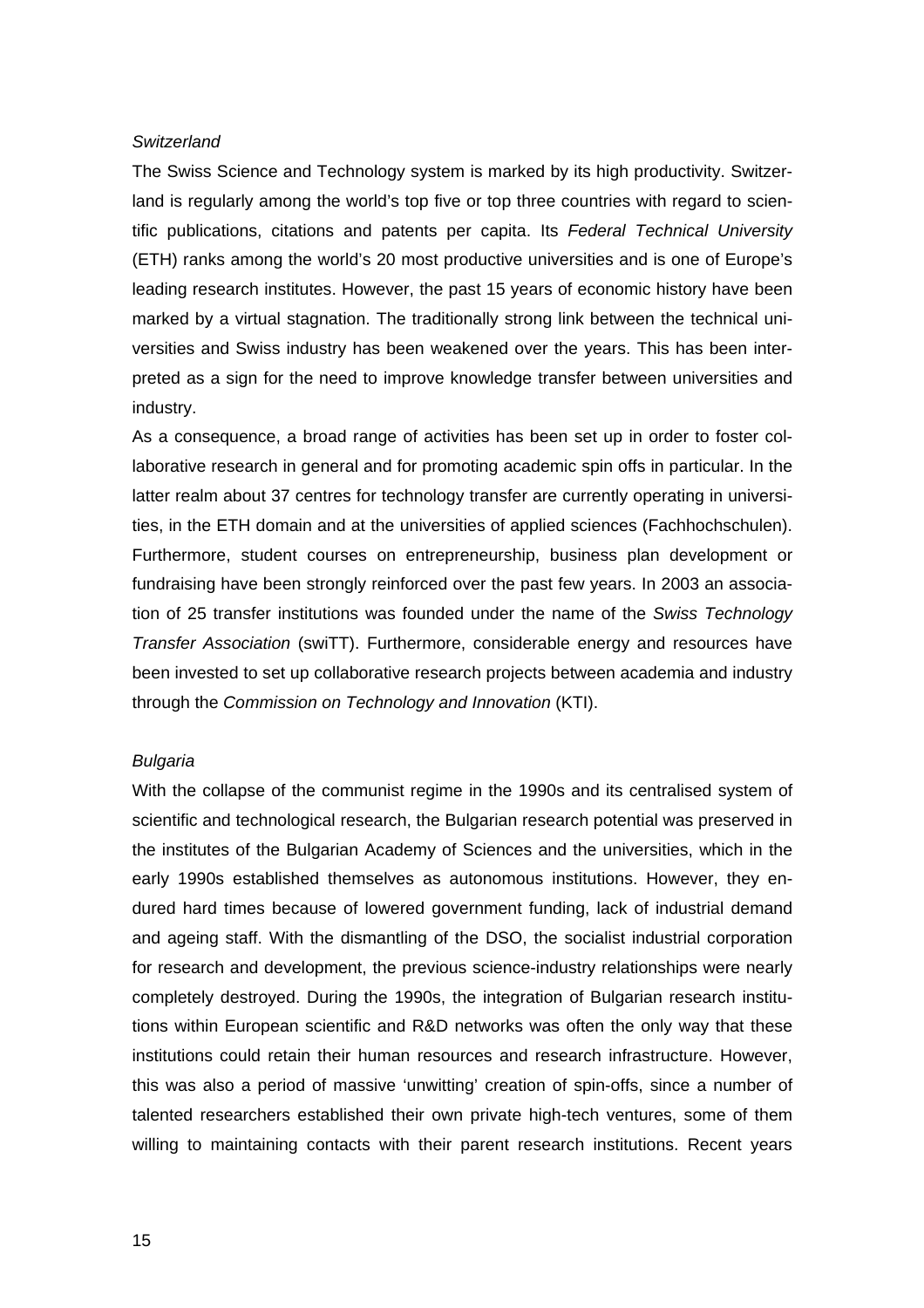*Switzerland*

The Swiss Science and Technology system is marked by its high productivity. Switzerland is regularly among the world's top five or top three countries with regard to scientific publications, citations and patents per capita. Its *Federal Technical University* (ETH) ranks among the world's 20 most productive universities and is one of Europe's leading research institutes. However, the past 15 years of economic history have been marked by a virtual stagnation. The traditionally strong link between the technical universities and Swiss industry has been weakened over the years. This has been interpreted as a sign for the need to improve knowledge transfer between universities and industry.

As a consequence, a broad range of activities has been set up in order to foster collaborative research in general and for promoting academic spin offs in particular. In the latter realm about 37 centres for technology transfer are currently operating in universities, in the ETH domain and at the universities of applied sciences (Fachhochschulen). Furthermore, student courses on entrepreneurship, business plan development or fundraising have been strongly reinforced over the past few years. In 2003 an association of 25 transfer institutions was founded under the name of the *Swiss Technology Transfer Association* (swiTT). Furthermore, considerable energy and resources have been invested to set up collaborative research projects between academia and industry through the *Commission on Technology and Innovation* (KTI).

*Bulgaria*

With the collapse of the communist regime in the 1990s and its centralised system of scientific and technological research, the Bulgarian research potential was preserved in the institutes of the Bulgarian Academy of Sciences and the universities, which in the early 1990s established themselves as autonomous institutions. However, they endured hard times because of lowered government funding, lack of industrial demand and ageing staff. With the dismantling of the DSO, the socialist industrial corporation for research and development, the previous science-industry relationships were nearly completely destroyed. During the 1990s, the integration of Bulgarian research institutions within European scientific and R&D networks was often the only way that these institutions could retain their human resources and research infrastructure. However, this was also a period of massive 'unwitting' creation of spin-offs, since a number of talented researchers established their own private high-tech ventures, some of them willing to maintaining contacts with their parent research institutions. Recent years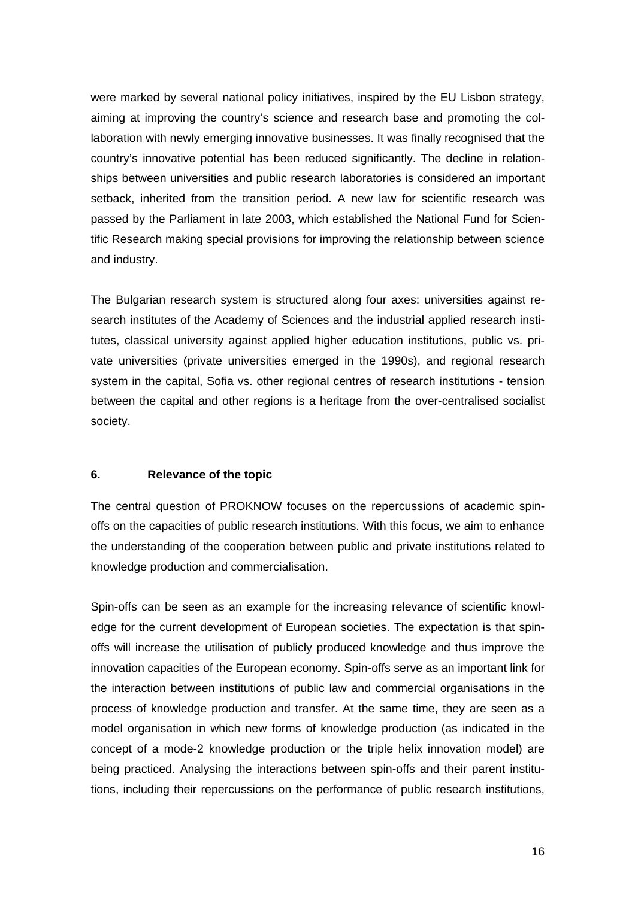were marked by several national policy initiatives, inspired by the EU Lisbon strategy, aiming at improving the country's science and research base and promoting the collaboration with newly emerging innovative businesses. It was finally recognised that the country's innovative potential has been reduced significantly. The decline in relationships between universities and public research laboratories is considered an important setback, inherited from the transition period. A new law for scientific research was passed by the Parliament in late 2003, which established the National Fund for Scientific Research making special provisions for improving the relationship between science and industry.

The Bulgarian research system is structured along four axes: universities against research institutes of the Academy of Sciences and the industrial applied research institutes, classical university against applied higher education institutions, public vs. private universities (private universities emerged in the 1990s), and regional research system in the capital, Sofia vs. other regional centres of research institutions - tension between the capital and other regions is a heritage from the over-centralised socialist society.

## 6. Relevance of the topic

The central question of PROKNOW focuses on the repercussions of academic spin-offs on the capacities of public research institutions. With this focus, we aim to enhance the understanding of the cooperation between public and private institutions related to knowledge production and commercialisation.

Spin-offs can be seen as an example for the increasing relevance of scientific knowledge for the current development of European societies. The expectation is that spin-offs will increase the utilisation of publicly produced knowledge and thus improve the innovation capacities of the European economy. Spin-offs serve as an important link for the interaction between institutions of public law and commercial organisations in the process of knowledge production and transfer. At the same time, they are seen as a model organisation in which new forms of knowledge production (as indicated in the concept of a mode-2 knowledge production or the triple helix innovation model) are being practiced. Analysing the interactions between spin-offs and their parent institutions, including their repercussions on the performance of public research institutions,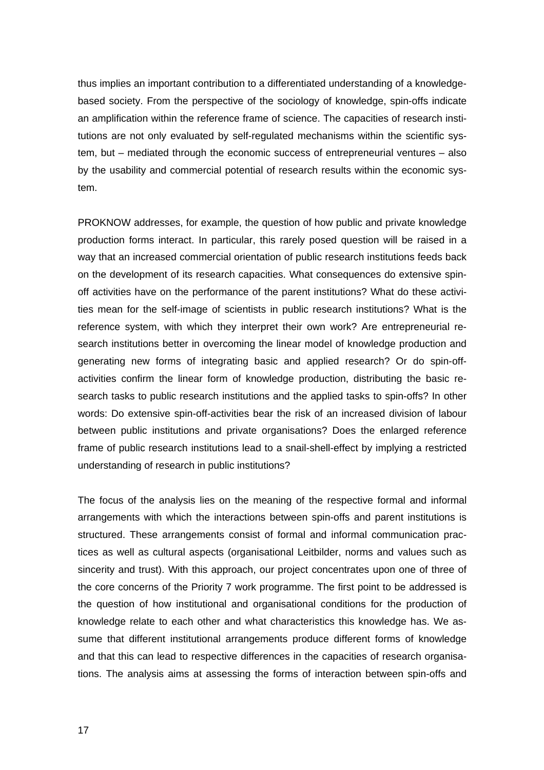thus implies an important contribution to a differentiated understanding of a knowledge-based society. From the perspective of the sociology of knowledge, spin-offs indicate an amplification within the reference frame of science. The capacities of research institutions are not only evaluated by self-regulated mechanisms within the scientific system, but – mediated through the economic success of entrepreneurial ventures – also by the usability and commercial potential of research results within the economic system.

PROKNOW addresses, for example, the question of how public and private knowledge production forms interact. In particular, this rarely posed question will be raised in a way that an increased commercial orientation of public research institutions feeds back on the development of its research capacities. What consequences do extensive spin-off activities have on the performance of the parent institutions? What do these activities mean for the self-image of scientists in public research institutions? What is the reference system, with which they interpret their own work? Are entrepreneurial research institutions better in overcoming the linear model of knowledge production and generating new forms of integrating basic and applied research? Or do spin-off-activities confirm the linear form of knowledge production, distributing the basic research tasks to public research institutions and the applied tasks to spin-offs? In other words: Do extensive spin-off-activities bear the risk of an increased division of labour between public institutions and private organisations? Does the enlarged reference frame of public research institutions lead to a snail-shell-effect by implying a restricted understanding of research in public institutions?

The focus of the analysis lies on the meaning of the respective formal and informal arrangements with which the interactions between spin-offs and parent institutions is structured. These arrangements consist of formal and informal communication practices as well as cultural aspects (organisational Leitbilder, norms and values such as sincerity and trust). With this approach, our project concentrates upon one of three of the core concerns of the Priority 7 work programme. The first point to be addressed is the question of how institutional and organisational conditions for the production of knowledge relate to each other and what characteristics this knowledge has. We assume that different institutional arrangements produce different forms of knowledge and that this can lead to respective differences in the capacities of research organisations. The analysis aims at assessing the forms of interaction between spin-offs and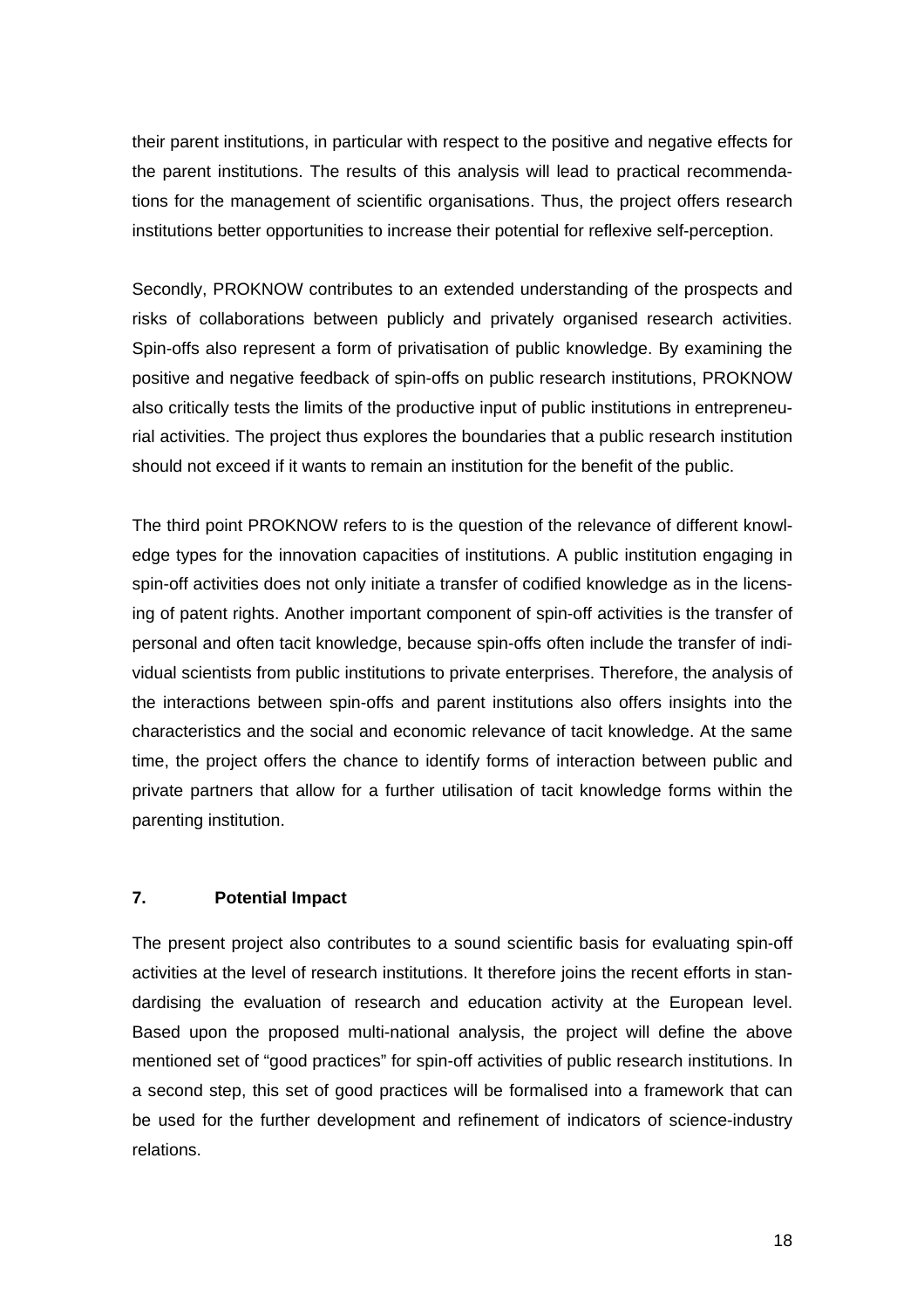their parent institutions, in particular with respect to the positive and negative effects for the parent institutions. The results of this analysis will lead to practical recommendations for the management of scientific organisations. Thus, the project offers research institutions better opportunities to increase their potential for reflexive self-perception.

Secondly, PROKNOW contributes to an extended understanding of the prospects and risks of collaborations between publicly and privately organised research activities. Spin-offs also represent a form of privatisation of public knowledge. By examining the positive and negative feedback of spin-offs on public research institutions, PROKNOW also critically tests the limits of the productive input of public institutions in entrepreneurial activities. The project thus explores the boundaries that a public research institution should not exceed if it wants to remain an institution for the benefit of the public.

The third point PROKNOW refers to is the question of the relevance of different knowledge types for the innovation capacities of institutions. A public institution engaging in spin-off activities does not only initiate a transfer of codified knowledge as in the licensing of patent rights. Another important component of spin-off activities is the transfer of personal and often tacit knowledge, because spin-offs often include the transfer of individual scientists from public institutions to private enterprises. Therefore, the analysis of the interactions between spin-offs and parent institutions also offers insights into the characteristics and the social and economic relevance of tacit knowledge. At the same time, the project offers the chance to identify forms of interaction between public and private partners that allow for a further utilisation of tacit knowledge forms within the parenting institution.

## 7. Potential Impact

The present project also contributes to a sound scientific basis for evaluating spin-off activities at the level of research institutions. It therefore joins the recent efforts in standardising the evaluation of research and education activity at the European level. Based upon the proposed multi-national analysis, the project will define the above mentioned set of "good practices" for spin-off activities of public research institutions. In a second step, this set of good practices will be formalised into a framework that can be used for the further development and refinement of indicators of science-industry relations.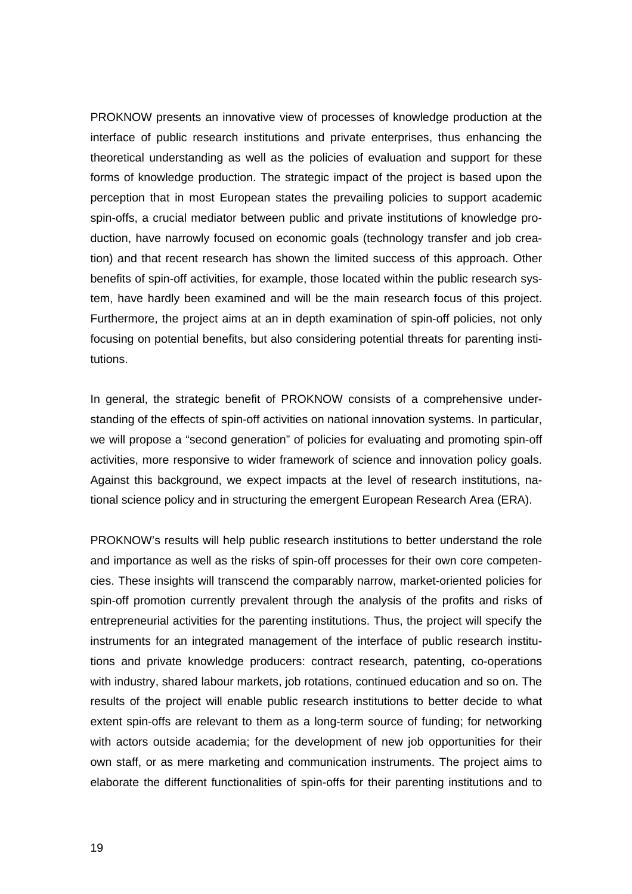PROKNOW presents an innovative view of processes of knowledge production at the interface of public research institutions and private enterprises, thus enhancing the theoretical understanding as well as the policies of evaluation and support for these forms of knowledge production. The strategic impact of the project is based upon the perception that in most European states the prevailing policies to support academic spin-offs, a crucial mediator between public and private institutions of knowledge production, have narrowly focused on economic goals (technology transfer and job creation) and that recent research has shown the limited success of this approach. Other benefits of spin-off activities, for example, those located within the public research system, have hardly been examined and will be the main research focus of this project. Furthermore, the project aims at an in depth examination of spin-off policies, not only focusing on potential benefits, but also considering potential threats for parenting institutions.

In general, the strategic benefit of PROKNOW consists of a comprehensive understanding of the effects of spin-off activities on national innovation systems. In particular, we will propose a "second generation" of policies for evaluating and promoting spin-off activities, more responsive to wider framework of science and innovation policy goals. Against this background, we expect impacts at the level of research institutions, national science policy and in structuring the emergent European Research Area (ERA).

PROKNOW's results will help public research institutions to better understand the role and importance as well as the risks of spin-off processes for their own core competencies. These insights will transcend the comparably narrow, market-oriented policies for spin-off promotion currently prevalent through the analysis of the profits and risks of entrepreneurial activities for the parenting institutions. Thus, the project will specify the instruments for an integrated management of the interface of public research institutions and private knowledge producers: contract research, patenting, co-operations with industry, shared labour markets, job rotations, continued education and so on. The results of the project will enable public research institutions to better decide to what extent spin-offs are relevant to them as a long-term source of funding; for networking with actors outside academia; for the development of new job opportunities for their own staff, or as mere marketing and communication instruments. The project aims to elaborate the different functionalities of spin-offs for their parenting institutions and to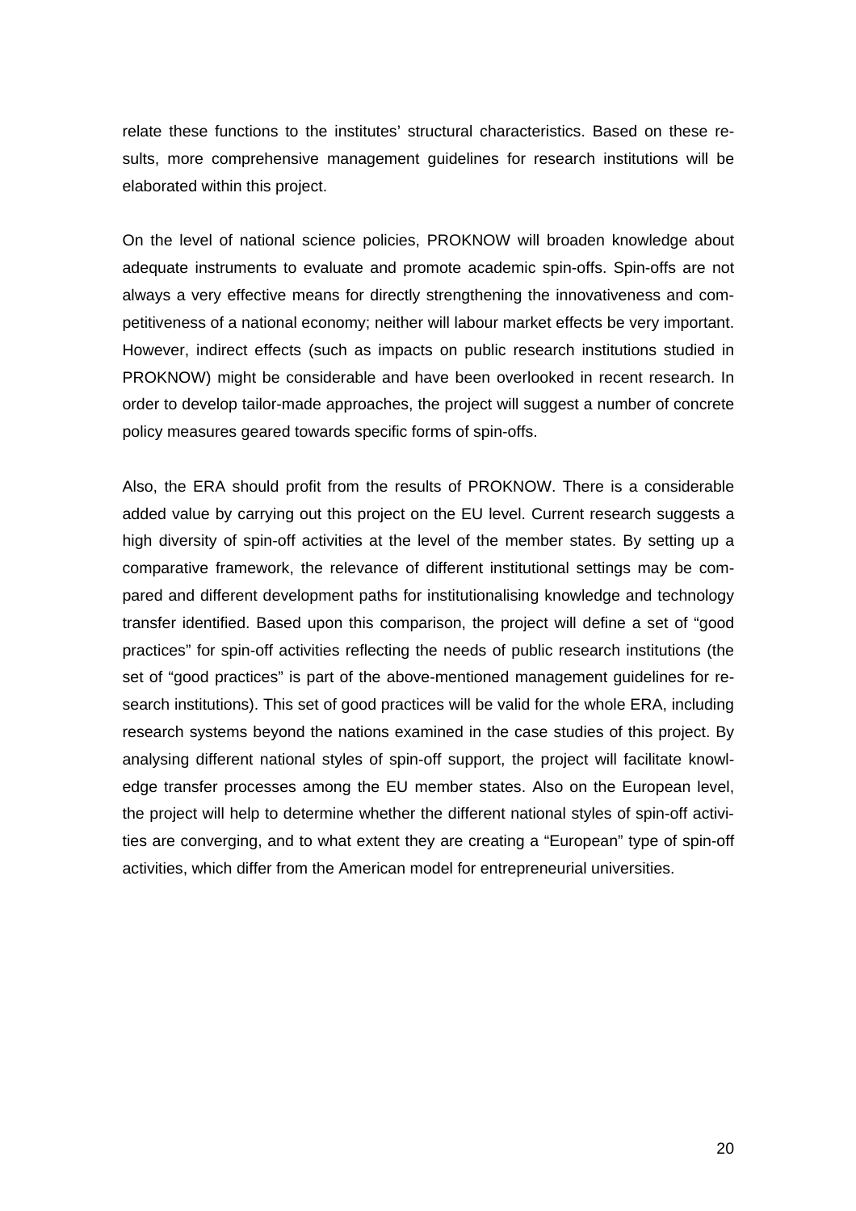relate these functions to the institutes' structural characteristics. Based on these results, more comprehensive management guidelines for research institutions will be elaborated within this project.

On the level of national science policies, PROKNOW will broaden knowledge about adequate instruments to evaluate and promote academic spin-offs. Spin-offs are not always a very effective means for directly strengthening the innovativeness and competitiveness of a national economy; neither will labour market effects be very important. However, indirect effects (such as impacts on public research institutions studied in PROKNOW) might be considerable and have been overlooked in recent research. In order to develop tailor-made approaches, the project will suggest a number of concrete policy measures geared towards specific forms of spin-offs.

Also, the ERA should profit from the results of PROKNOW. There is a considerable added value by carrying out this project on the EU level. Current research suggests a high diversity of spin-off activities at the level of the member states. By setting up a comparative framework, the relevance of different institutional settings may be compared and different development paths for institutionalising knowledge and technology transfer identified. Based upon this comparison, the project will define a set of "good practices" for spin-off activities reflecting the needs of public research institutions (the set of "good practices" is part of the above-mentioned management guidelines for research institutions). This set of good practices will be valid for the whole ERA, including research systems beyond the nations examined in the case studies of this project. By analysing different national styles of spin-off support, the project will facilitate knowledge transfer processes among the EU member states. Also on the European level, the project will help to determine whether the different national styles of spin-off activities are converging, and to what extent they are creating a "European" type of spin-off activities, which differ from the American model for entrepreneurial universities.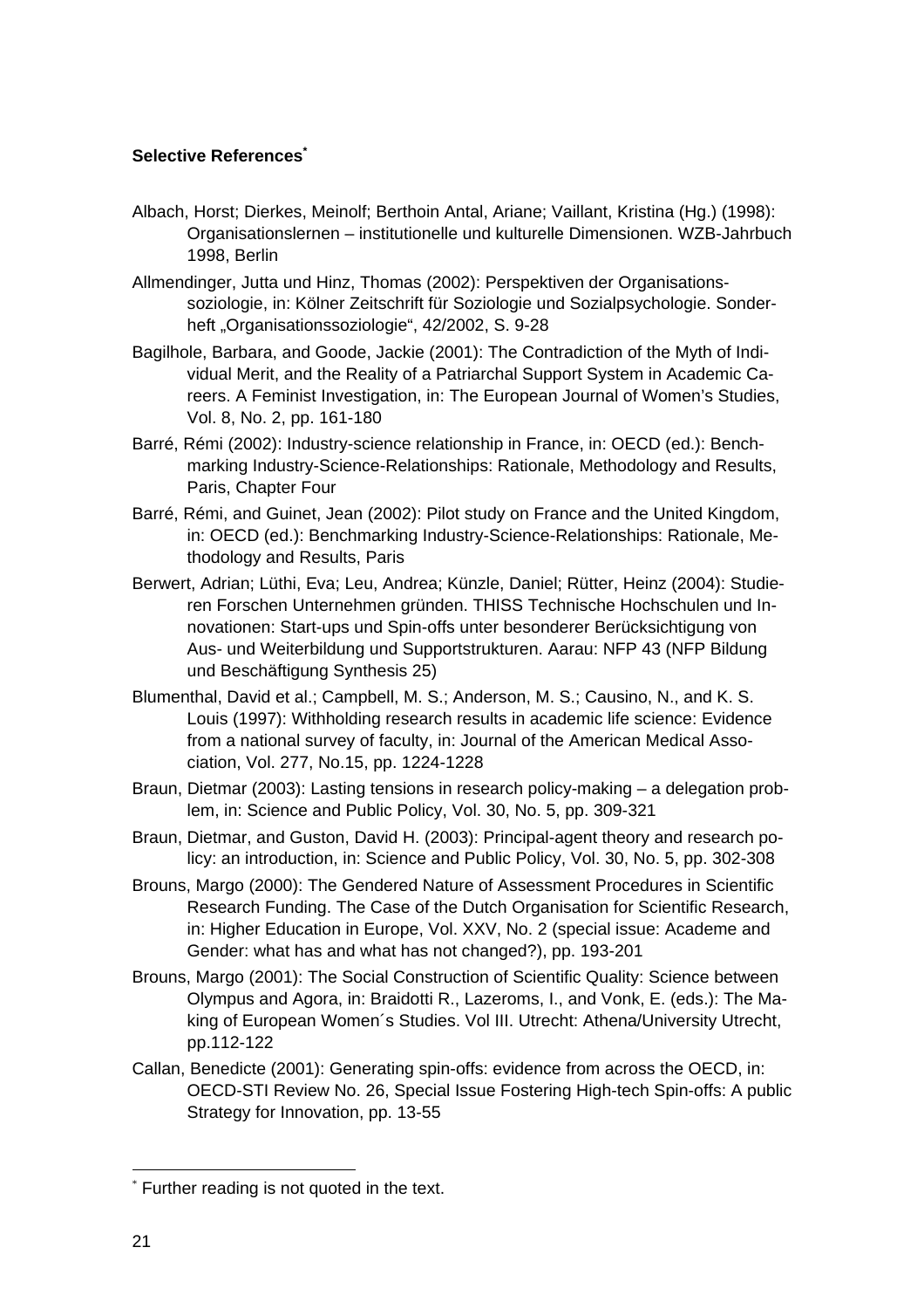**Selective References***

Albach, Horst; Dierkes, Meinolf; Berthoin Antal, Ariane; Vaillant, Kristina (Hg.) (1998): Organisationslernen – institutionelle und kulturelle Dimensionen. WZB-Jahrbuch 1998, Berlin

Allmendinger, Jutta und Hinz, Thomas (2002): Perspektiven der Organisationssoziologie, in: Kölner Zeitschrift für Soziologie und Sozialpsychologie. Sonderheft „Organisationssoziologie", 42/2002, S. 9-28

Bagilhole, Barbara, and Goode, Jackie (2001): The Contradiction of the Myth of Individual Merit, and the Reality of a Patriarchal Support System in Academic Careers. A Feminist Investigation, in: The European Journal of Women's Studies, Vol. 8, No. 2, pp. 161-180

Barré, Rémi (2002): Industry-science relationship in France, in: OECD (ed.): Benchmarking Industry-Science-Relationships: Rationale, Methodology and Results, Paris, Chapter Four

Barré, Rémi, and Guinet, Jean (2002): Pilot study on France and the United Kingdom, in: OECD (ed.): Benchmarking Industry-Science-Relationships: Rationale, Methodology and Results, Paris

Berwert, Adrian; Lüthi, Eva; Leu, Andrea; Künzle, Daniel; Rütter, Heinz (2004): Studieren Forschen Unternehmen gründen. THISS Technische Hochschulen und Innovationen: Start-ups und Spin-offs unter besonderer Berücksichtigung von Aus- und Weiterbildung und Supportstrukturen. Aarau: NFP 43 (NFP Bildung und Beschäftigung Synthesis 25)

Blumenthal, David et al.; Campbell, M. S.; Anderson, M. S.; Causino, N., and K. S. Louis (1997): Withholding research results in academic life science: Evidence from a national survey of faculty, in: Journal of the American Medical Association, Vol. 277, No.15, pp. 1224-1228

Braun, Dietmar (2003): Lasting tensions in research policy-making – a delegation problem, in: Science and Public Policy, Vol. 30, No. 5, pp. 309-321

Braun, Dietmar, and Guston, David H. (2003): Principal-agent theory and research policy: an introduction, in: Science and Public Policy, Vol. 30, No. 5, pp. 302-308

Brouns, Margo (2000): The Gendered Nature of Assessment Procedures in Scientific Research Funding. The Case of the Dutch Organisation for Scientific Research, in: Higher Education in Europe, Vol. XXV, No. 2 (special issue: Academe and Gender: what has and what has not changed?), pp. 193-201

Brouns, Margo (2001): The Social Construction of Scientific Quality: Science between Olympus and Agora, in: Braidotti R., Lazeroms, I., and Vonk, E. (eds.): The Making of European Women´s Studies. Vol III. Utrecht: Athena/University Utrecht, pp.112-122

Callan, Benedicte (2001): Generating spin-offs: evidence from across the OECD, in: OECD-STI Review No. 26, Special Issue Fostering High-tech Spin-offs: A public Strategy for Innovation, pp. 13-55

---

* Further reading is not quoted in the text.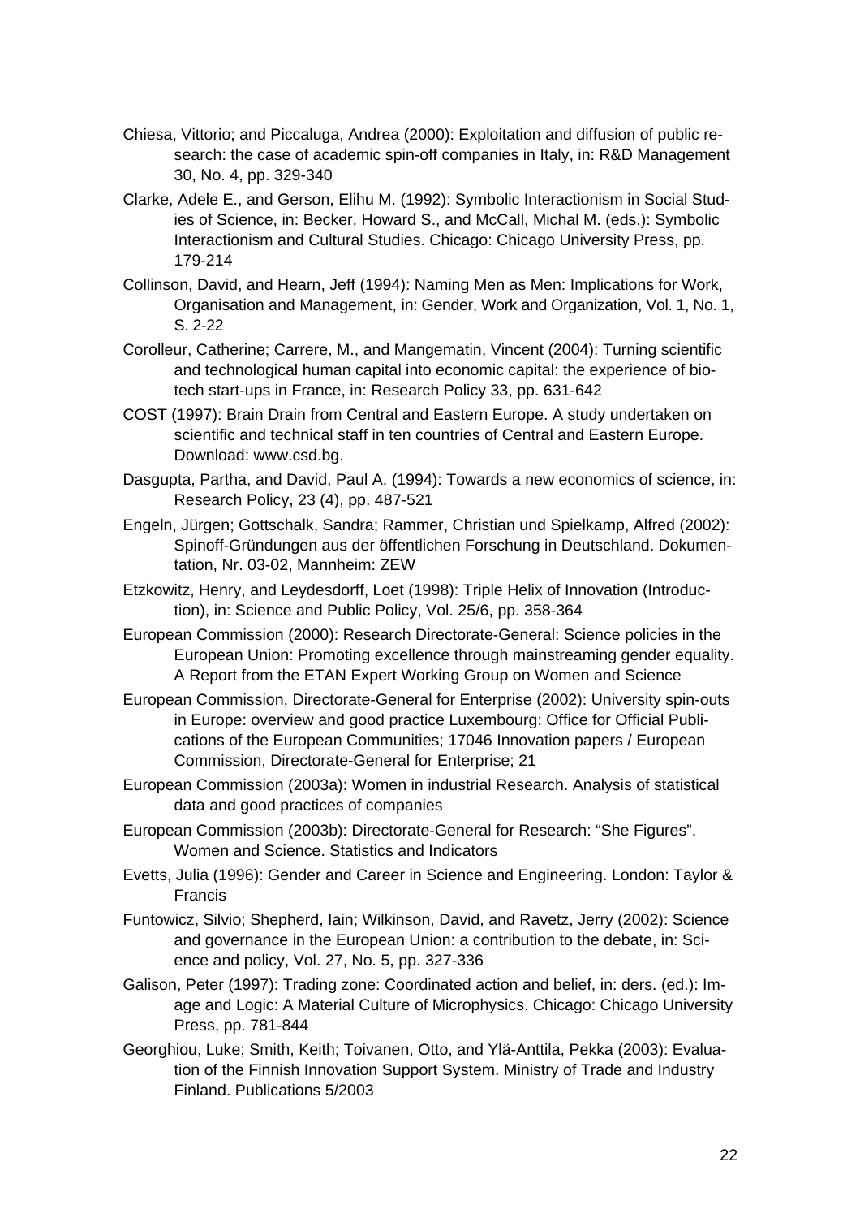Chiesa, Vittorio; and Piccaluga, Andrea (2000): Exploitation and diffusion of public research: the case of academic spin-off companies in Italy, in: R&D Management 30, No. 4, pp. 329-340

Clarke, Adele E., and Gerson, Elihu M. (1992): Symbolic Interactionism in Social Studies of Science, in: Becker, Howard S., and McCall, Michal M. (eds.): Symbolic Interactionism and Cultural Studies. Chicago: Chicago University Press, pp. 179-214

Collinson, David, and Hearn, Jeff (1994): Naming Men as Men: Implications for Work, Organisation and Management, in: Gender, Work and Organization, Vol. 1, No. 1, S. 2-22

Corolleur, Catherine; Carrere, M., and Mangematin, Vincent (2004): Turning scientific and technological human capital into economic capital: the experience of biotech start-ups in France, in: Research Policy 33, pp. 631-642

COST (1997): Brain Drain from Central and Eastern Europe. A study undertaken on scientific and technical staff in ten countries of Central and Eastern Europe. Download: www.csd.bg.

Dasgupta, Partha, and David, Paul A. (1994): Towards a new economics of science, in: Research Policy, 23 (4), pp. 487-521

Engeln, Jürgen; Gottschalk, Sandra; Rammer, Christian und Spielkamp, Alfred (2002): Spinoff-Gründungen aus der öffentlichen Forschung in Deutschland. Dokumentation, Nr. 03-02, Mannheim: ZEW

Etzkowitz, Henry, and Leydesdorff, Loet (1998): Triple Helix of Innovation (Introduction), in: Science and Public Policy, Vol. 25/6, pp. 358-364

European Commission (2000): Research Directorate-General: Science policies in the European Union: Promoting excellence through mainstreaming gender equality. A Report from the ETAN Expert Working Group on Women and Science

European Commission, Directorate-General for Enterprise (2002): University spin-outs in Europe: overview and good practice Luxembourg: Office for Official Publications of the European Communities; 17046 Innovation papers / European Commission, Directorate-General for Enterprise; 21

European Commission (2003a): Women in industrial Research. Analysis of statistical data and good practices of companies

European Commission (2003b): Directorate-General for Research: "She Figures". Women and Science. Statistics and Indicators

Evetts, Julia (1996): Gender and Career in Science and Engineering. London: Taylor & Francis

Funtowicz, Silvio; Shepherd, Iain; Wilkinson, David, and Ravetz, Jerry (2002): Science and governance in the European Union: a contribution to the debate, in: Science and policy, Vol. 27, No. 5, pp. 327-336

Galison, Peter (1997): Trading zone: Coordinated action and belief, in: ders. (ed.): Image and Logic: A Material Culture of Microphysics. Chicago: Chicago University Press, pp. 781-844

Georghiou, Luke; Smith, Keith; Toivanen, Otto, and Ylä-Anttila, Pekka (2003): Evaluation of the Finnish Innovation Support System. Ministry of Trade and Industry Finland. Publications 5/2003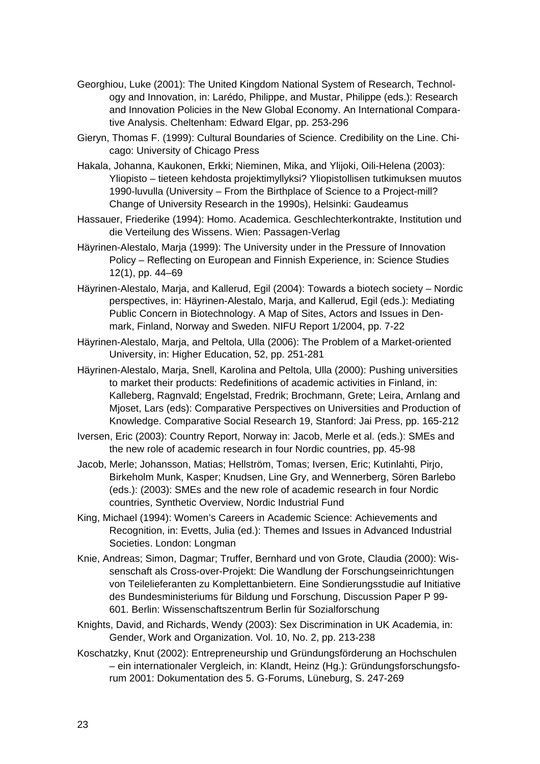Georghiou, Luke (2001): The United Kingdom National System of Research, Technology and Innovation, in: Larédo, Philippe, and Mustar, Philippe (eds.): Research and Innovation Policies in the New Global Economy. An International Comparative Analysis. Cheltenham: Edward Elgar, pp. 253-296

Gieryn, Thomas F. (1999): Cultural Boundaries of Science. Credibility on the Line. Chicago: University of Chicago Press

Hakala, Johanna, Kaukonen, Erkki; Nieminen, Mika, and Ylijoki, Oili-Helena (2003): Yliopisto – tieteen kehdosta projektimyllyksi? Yliopistollisen tutkimuksen muutos 1990-luvulla (University – From the Birthplace of Science to a Project-mill? Change of University Research in the 1990s), Helsinki: Gaudeamus

Hassauer, Friederike (1994): Homo. Academica. Geschlechterkontrakte, Institution und die Verteilung des Wissens. Wien: Passagen-Verlag

Häyrinen-Alestalo, Marja (1999): The University under in the Pressure of Innovation Policy – Reflecting on European and Finnish Experience, in: Science Studies 12(1), pp. 44–69

Häyrinen-Alestalo, Marja, and Kallerud, Egil (2004): Towards a biotech society – Nordic perspectives, in: Häyrinen-Alestalo, Marja, and Kallerud, Egil (eds.): Mediating Public Concern in Biotechnology. A Map of Sites, Actors and Issues in Denmark, Finland, Norway and Sweden. NIFU Report 1/2004, pp. 7-22

Häyrinen-Alestalo, Marja, and Peltola, Ulla (2006): The Problem of a Market-oriented University, in: Higher Education, 52, pp. 251-281

Häyrinen-Alestalo, Marja, Snell, Karolina and Peltola, Ulla (2000): Pushing universities to market their products: Redefinitions of academic activities in Finland, in: Kalleberg, Ragnvald; Engelstad, Fredrik; Brochmann, Grete; Leira, Arnlang and Mjoset, Lars (eds): Comparative Perspectives on Universities and Production of Knowledge. Comparative Social Research 19, Stanford: Jai Press, pp. 165-212

Iversen, Eric (2003): Country Report, Norway in: Jacob, Merle et al. (eds.): SMEs and the new role of academic research in four Nordic countries, pp. 45-98

Jacob, Merle; Johansson, Matias; Hellström, Tomas; Iversen, Eric; Kutinlahti, Pirjo, Birkeholm Munk, Kasper; Knudsen, Line Gry, and Wennerberg, Sören Barlebo (eds.): (2003): SMEs and the new role of academic research in four Nordic countries, Synthetic Overview, Nordic Industrial Fund

King, Michael (1994): Women's Careers in Academic Science: Achievements and Recognition, in: Evetts, Julia (ed.): Themes and Issues in Advanced Industrial Societies. London: Longman

Knie, Andreas; Simon, Dagmar; Truffer, Bernhard und von Grote, Claudia (2000): Wissenschaft als Cross-over-Projekt: Die Wandlung der Forschungseinrichtungen von Teilelieferanten zu Komplettanbietern. Eine Sondierungsstudie auf Initiative des Bundesministeriums für Bildung und Forschung, Discussion Paper P 99-601. Berlin: Wissenschaftszentrum Berlin für Sozialforschung

Knights, David, and Richards, Wendy (2003): Sex Discrimination in UK Academia, in: Gender, Work and Organization. Vol. 10, No. 2, pp. 213-238

Koschatzky, Knut (2002): Entrepreneurship und Gründungsförderung an Hochschulen – ein internationaler Vergleich, in: Klandt, Heinz (Hg.): Gründungsforschungsforum 2001: Dokumentation des 5. G-Forums, Lüneburg, S. 247-269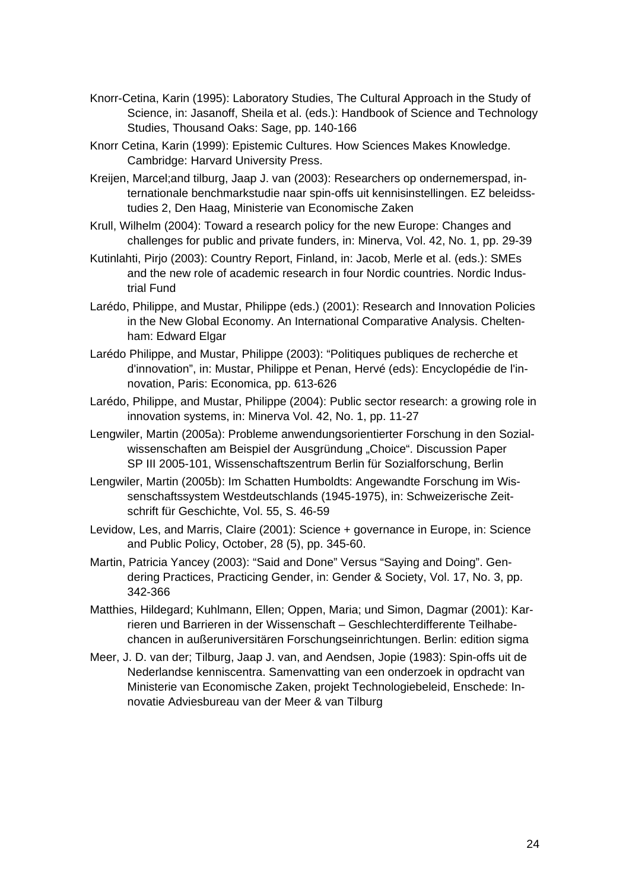Knorr-Cetina, Karin (1995): Laboratory Studies, The Cultural Approach in the Study of Science, in: Jasanoff, Sheila et al. (eds.): Handbook of Science and Technology Studies, Thousand Oaks: Sage, pp. 140-166

Knorr Cetina, Karin (1999): Epistemic Cultures. How Sciences Makes Knowledge. Cambridge: Harvard University Press.

Kreijen, Marcel;and tilburg, Jaap J. van (2003): Researchers op ondernemerspad, internationale benchmarkstudie naar spin-offs uit kennisinstellingen. EZ beleidsstudies 2, Den Haag, Ministerie van Economische Zaken

Krull, Wilhelm (2004): Toward a research policy for the new Europe: Changes and challenges for public and private funders, in: Minerva, Vol. 42, No. 1, pp. 29-39

Kutinlahti, Pirjo (2003): Country Report, Finland, in: Jacob, Merle et al. (eds.): SMEs and the new role of academic research in four Nordic countries. Nordic Industrial Fund

Larédo, Philippe, and Mustar, Philippe (eds.) (2001): Research and Innovation Policies in the New Global Economy. An International Comparative Analysis. Cheltenham: Edward Elgar

Larédo Philippe, and Mustar, Philippe (2003): "Politiques publiques de recherche et d'innovation", in: Mustar, Philippe et Penan, Hervé (eds): Encyclopédie de l'innovation, Paris: Economica, pp. 613-626

Larédo, Philippe, and Mustar, Philippe (2004): Public sector research: a growing role in innovation systems, in: Minerva Vol. 42, No. 1, pp. 11-27

Lengwiler, Martin (2005a): Probleme anwendungsorientierter Forschung in den Sozialwissenschaften am Beispiel der Ausgründung „Choice". Discussion Paper SP III 2005-101, Wissenschaftszentrum Berlin für Sozialforschung, Berlin

Lengwiler, Martin (2005b): Im Schatten Humboldts: Angewandte Forschung im Wissenschaftssystem Westdeutschlands (1945-1975), in: Schweizerische Zeitschrift für Geschichte, Vol. 55, S. 46-59

Levidow, Les, and Marris, Claire (2001): Science + governance in Europe, in: Science and Public Policy, October, 28 (5), pp. 345-60.

Martin, Patricia Yancey (2003): "Said and Done" Versus "Saying and Doing". Gendering Practices, Practicing Gender, in: Gender & Society, Vol. 17, No. 3, pp. 342-366

Matthies, Hildegard; Kuhlmann, Ellen; Oppen, Maria; und Simon, Dagmar (2001): Karrieren und Barrieren in der Wissenschaft – Geschlechterdifferente Teilhabechancen in außeruniversitären Forschungseinrichtungen. Berlin: edition sigma

Meer, J. D. van der; Tilburg, Jaap J. van, and Aendsen, Jopie (1983): Spin-offs uit de Nederlandse kenniscentra. Samenvatting van een onderzoek in opdracht van Ministerie van Economische Zaken, projekt Technologiebeleid, Enschede: Innovatie Adviesbureau van der Meer & van Tilburg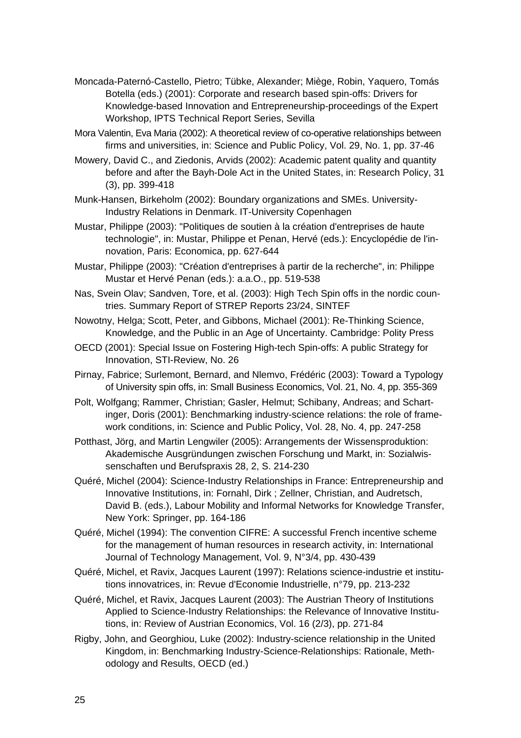Moncada-Paternó-Castello, Pietro; Tübke, Alexander; Miège, Robin, Yaquero, Tomás Botella (eds.) (2001): Corporate and research based spin-offs: Drivers for Knowledge-based Innovation and Entrepreneurship-proceedings of the Expert Workshop, IPTS Technical Report Series, Sevilla

Mora Valentin, Eva Maria (2002): A theoretical review of co-operative relationships between firms and universities, in: Science and Public Policy, Vol. 29, No. 1, pp. 37-46

Mowery, David C., and Ziedonis, Arvids (2002): Academic patent quality and quantity before and after the Bayh-Dole Act in the United States, in: Research Policy, 31 (3), pp. 399-418

Munk-Hansen, Birkeholm (2002): Boundary organizations and SMEs. University-Industry Relations in Denmark. IT-University Copenhagen

Mustar, Philippe (2003): "Politiques de soutien à la création d'entreprises de haute technologie", in: Mustar, Philippe et Penan, Hervé (eds.): Encyclopédie de l'innovation, Paris: Economica, pp. 627-644

Mustar, Philippe (2003): "Création d'entreprises à partir de la recherche", in: Philippe Mustar et Hervé Penan (eds.): a.a.O., pp. 519-538

Nas, Svein Olav; Sandven, Tore, et al. (2003): High Tech Spin offs in the nordic countries. Summary Report of STREP Reports 23/24, SINTEF

Nowotny, Helga; Scott, Peter, and Gibbons, Michael (2001): Re-Thinking Science, Knowledge, and the Public in an Age of Uncertainty. Cambridge: Polity Press

OECD (2001): Special Issue on Fostering High-tech Spin-offs: A public Strategy for Innovation, STI-Review, No. 26

Pirnay, Fabrice; Surlemont, Bernard, and Nlemvo, Frédéric (2003): Toward a Typology of University spin offs, in: Small Business Economics, Vol. 21, No. 4, pp. 355-369

Polt, Wolfgang; Rammer, Christian; Gasler, Helmut; Schibany, Andreas; and Schartinger, Doris (2001): Benchmarking industry-science relations: the role of framework conditions, in: Science and Public Policy, Vol. 28, No. 4, pp. 247-258

Potthast, Jörg, and Martin Lengwiler (2005): Arrangements der Wissensproduktion: Akademische Ausgründungen zwischen Forschung und Markt, in: Sozialwissenschaften und Berufspraxis 28, 2, S. 214-230

Quéré, Michel (2004): Science-Industry Relationships in France: Entrepreneurship and Innovative Institutions, in: Fornahl, Dirk ; Zellner, Christian, and Audretsch, David B. (eds.), Labour Mobility and Informal Networks for Knowledge Transfer, New York: Springer, pp. 164-186

Quéré, Michel (1994): The convention CIFRE: A successful French incentive scheme for the management of human resources in research activity, in: International Journal of Technology Management, Vol. 9, N°3/4, pp. 430-439

Quéré, Michel, et Ravix, Jacques Laurent (1997): Relations science-industrie et institutions innovatrices, in: Revue d'Economie Industrielle, n°79, pp. 213-232

Quéré, Michel, et Ravix, Jacques Laurent (2003): The Austrian Theory of Institutions Applied to Science-Industry Relationships: the Relevance of Innovative Institutions, in: Review of Austrian Economics, Vol. 16 (2/3), pp. 271-84

Rigby, John, and Georghiou, Luke (2002): Industry-science relationship in the United Kingdom, in: Benchmarking Industry-Science-Relationships: Rationale, Methodology and Results, OECD (ed.)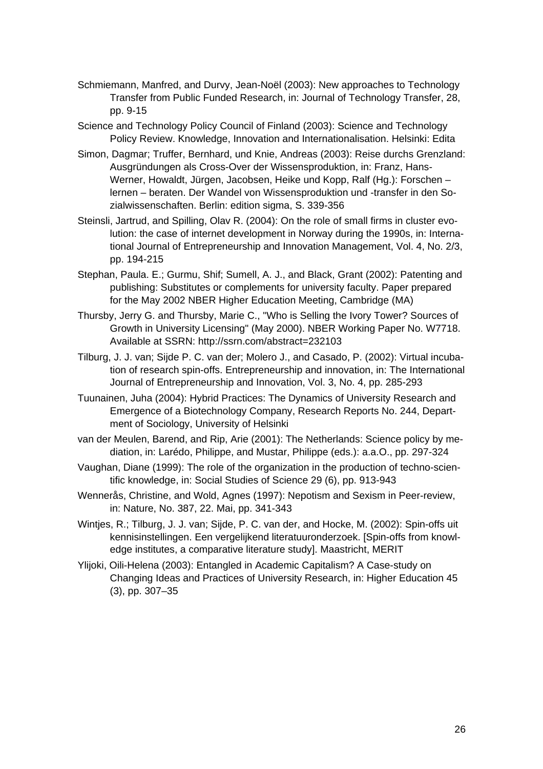Schmiemann, Manfred, and Durvy, Jean-Noël (2003): New approaches to Technology Transfer from Public Funded Research, in: Journal of Technology Transfer, 28, pp. 9-15

Science and Technology Policy Council of Finland (2003): Science and Technology Policy Review. Knowledge, Innovation and Internationalisation. Helsinki: Edita

Simon, Dagmar; Truffer, Bernhard, und Knie, Andreas (2003): Reise durchs Grenzland: Ausgründungen als Cross-Over der Wissensproduktion, in: Franz, Hans-Werner, Howaldt, Jürgen, Jacobsen, Heike und Kopp, Ralf (Hg.): Forschen – lernen – beraten. Der Wandel von Wissensproduktion und -transfer in den Sozialwissenschaften. Berlin: edition sigma, S. 339-356

Steinsli, Jartrud, and Spilling, Olav R. (2004): On the role of small firms in cluster evolution: the case of internet development in Norway during the 1990s, in: International Journal of Entrepreneurship and Innovation Management, Vol. 4, No. 2/3, pp. 194-215

Stephan, Paula. E.; Gurmu, Shif; Sumell, A. J., and Black, Grant (2002): Patenting and publishing: Substitutes or complements for university faculty. Paper prepared for the May 2002 NBER Higher Education Meeting, Cambridge (MA)

Thursby, Jerry G. and Thursby, Marie C., "Who is Selling the Ivory Tower? Sources of Growth in University Licensing" (May 2000). NBER Working Paper No. W7718. Available at SSRN: http://ssrn.com/abstract=232103

Tilburg, J. J. van; Sijde P. C. van der; Molero J., and Casado, P. (2002): Virtual incubation of research spin-offs. Entrepreneurship and innovation, in: The International Journal of Entrepreneurship and Innovation, Vol. 3, No. 4, pp. 285-293

Tuunainen, Juha (2004): Hybrid Practices: The Dynamics of University Research and Emergence of a Biotechnology Company, Research Reports No. 244, Department of Sociology, University of Helsinki

van der Meulen, Barend, and Rip, Arie (2001): The Netherlands: Science policy by mediation, in: Larédo, Philippe, and Mustar, Philippe (eds.): a.a.O., pp. 297-324

Vaughan, Diane (1999): The role of the organization in the production of techno-scientific knowledge, in: Social Studies of Science 29 (6), pp. 913-943

Wennerås, Christine, and Wold, Agnes (1997): Nepotism and Sexism in Peer-review, in: Nature, No. 387, 22. Mai, pp. 341-343

Wintjes, R.; Tilburg, J. J. van; Sijde, P. C. van der, and Hocke, M. (2002): Spin-offs uit kennisinstellingen. Een vergelijkend literatuuronderzoek. [Spin-offs from knowledge institutes, a comparative literature study]. Maastricht, MERIT

Ylijoki, Oili-Helena (2003): Entangled in Academic Capitalism? A Case-study on Changing Ideas and Practices of University Research, in: Higher Education 45 (3), pp. 307–35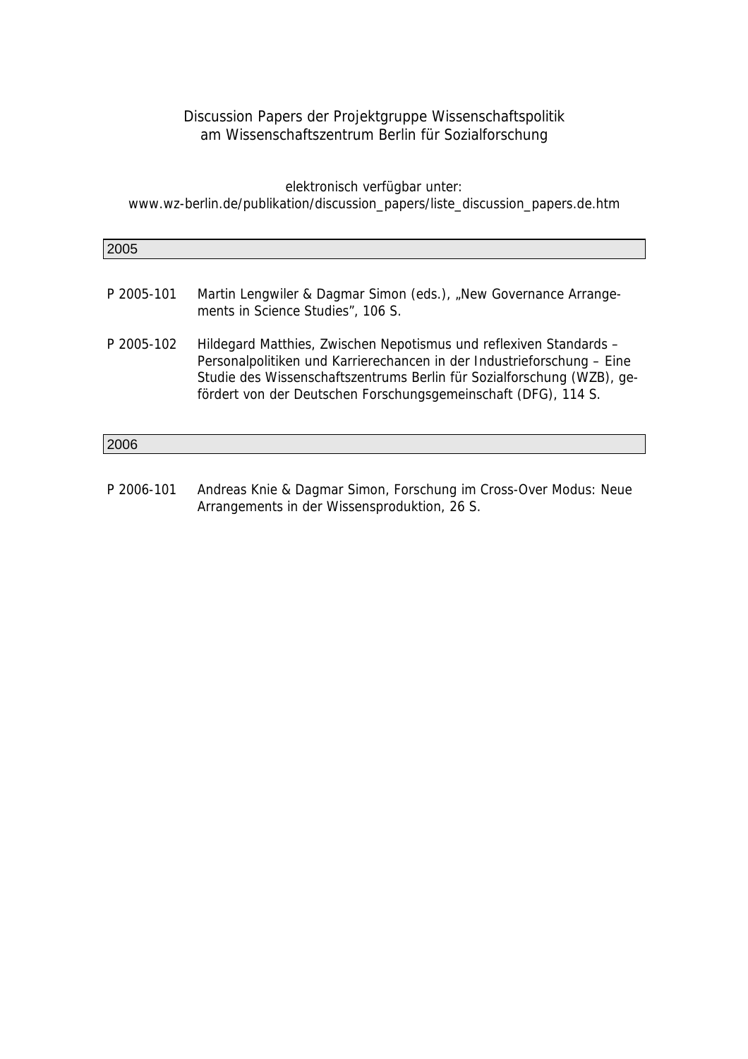Discussion Papers der Projektgruppe Wissenschaftspolitik am Wissenschaftszentrum Berlin für Sozialforschung

elektronisch verfügbar unter:
www.wz-berlin.de/publikation/discussion_papers/liste_discussion_papers.de.htm

## 2005

P 2005-101 Martin Lengwiler & Dagmar Simon (eds.), „New Governance Arrangements in Science Studies", 106 S.

P 2005-102 Hildegard Matthies, Zwischen Nepotismus und reflexiven Standards – Personalpolitiken und Karrierechancen in der Industrieforschung – Eine Studie des Wissenschaftszentrums Berlin für Sozialforschung (WZB), gefördert von der Deutschen Forschungsgemeinschaft (DFG), 114 S.

## 2006

P 2006-101 Andreas Knie & Dagmar Simon, Forschung im Cross-Over Modus: Neue Arrangements in der Wissensproduktion, 26 S.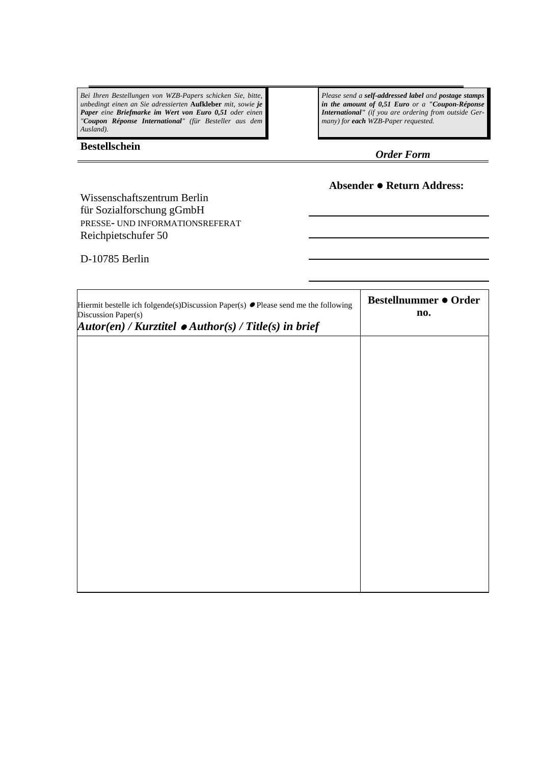*Bei Ihren Bestellungen von WZB-Papers schicken Sie, bitte, unbedingt einen an Sie adressierten* **Aufkleber** *mit, sowie* ***je Paper*** *eine* ***Briefmarke im Wert von Euro 0,51*** *oder einen "****Coupon Réponse International****" (für Besteller aus dem Ausland).*

*Please send a* ***self-addressed label*** *and* ***postage stamps in the amount of 0,51 Euro*** *or a* ***"Coupon-Réponse International"*** *(if you are ordering from outside Germany) for* ***each*** *WZB-Paper requested.*

**Bestellschein**

***Order Form***

**Absender ● Return Address:**

Wissenschaftszentrum Berlin
für Sozialforschung gGmbH
PRESSE- UND INFORMATIONSREFERAT
Reichpietschufer 50

D-10785 Berlin

______________________________

______________________________

______________________________

______________________________

| Hiermit bestelle ich folgende(s)Discussion Paper(s) ● Please send me the following Discussion Paper(s) ***Autor(en) / Kurztitel ● Author(s) / Title(s) in brief*** | **Bestellnummer ● Order no.** |
|---|---|
| | |